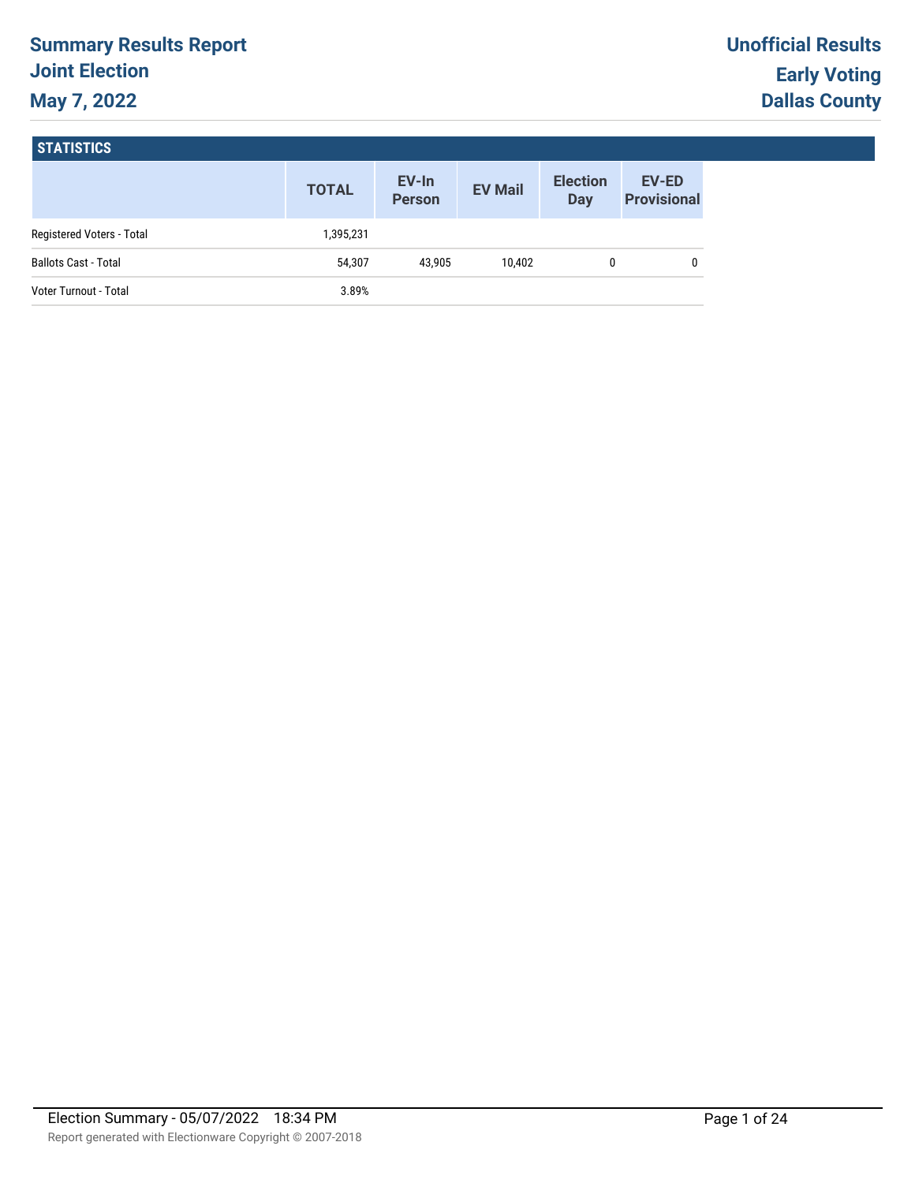# Summary Results Report

## Joint Election

## May 7, 2022

**Unofficial Results**

**Early Voting**

**Dallas County**

### STATISTICS

| | TOTAL | EV-In Person | EV Mail | Election Day | EV-ED Provisional |
|---|---|---|---|---|---|
| Registered Voters - Total | 1,395,231 | | | | |
| Ballots Cast - Total | 54,307 | 43,905 | 10,402 | 0 | 0 |
| Voter Turnout - Total | 3.89% | | | | |

Election Summary - 05/07/2022 18:34 PM

Report generated with Electionware Copyright © 2007-2018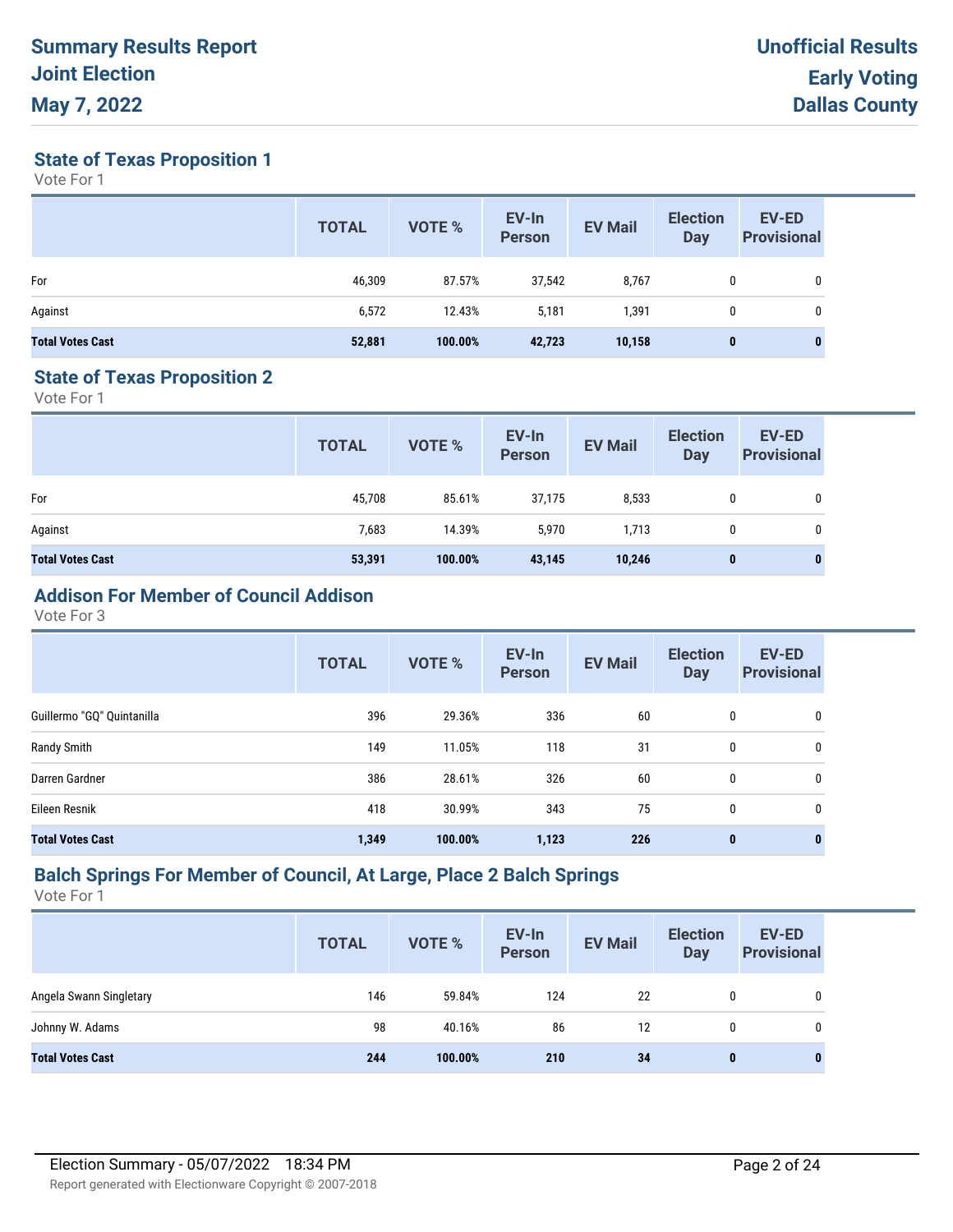# Summary Results Report
# Joint Election
# May 7, 2022

**Unofficial Results**
**Early Voting**
**Dallas County**

## State of Texas Proposition 1

Vote For 1

| | TOTAL | VOTE % | EV-In Person | EV Mail | Election Day | EV-ED Provisional |
|---|---|---|---|---|---|---|
| For | 46,309 | 87.57% | 37,542 | 8,767 | 0 | 0 |
| Against | 6,572 | 12.43% | 5,181 | 1,391 | 0 | 0 |
| **Total Votes Cast** | **52,881** | **100.00%** | **42,723** | **10,158** | **0** | **0** |

## State of Texas Proposition 2

Vote For 1

| | TOTAL | VOTE % | EV-In Person | EV Mail | Election Day | EV-ED Provisional |
|---|---|---|---|---|---|---|
| For | 45,708 | 85.61% | 37,175 | 8,533 | 0 | 0 |
| Against | 7,683 | 14.39% | 5,970 | 1,713 | 0 | 0 |
| **Total Votes Cast** | **53,391** | **100.00%** | **43,145** | **10,246** | **0** | **0** |

## Addison For Member of Council Addison

Vote For 3

| | TOTAL | VOTE % | EV-In Person | EV Mail | Election Day | EV-ED Provisional |
|---|---|---|---|---|---|---|
| Guillermo "GQ" Quintanilla | 396 | 29.36% | 336 | 60 | 0 | 0 |
| Randy Smith | 149 | 11.05% | 118 | 31 | 0 | 0 |
| Darren Gardner | 386 | 28.61% | 326 | 60 | 0 | 0 |
| Eileen Resnik | 418 | 30.99% | 343 | 75 | 0 | 0 |
| **Total Votes Cast** | **1,349** | **100.00%** | **1,123** | **226** | **0** | **0** |

## Balch Springs For Member of Council, At Large, Place 2 Balch Springs

Vote For 1

| | TOTAL | VOTE % | EV-In Person | EV Mail | Election Day | EV-ED Provisional |
|---|---|---|---|---|---|---|
| Angela Swann Singletary | 146 | 59.84% | 124 | 22 | 0 | 0 |
| Johnny W. Adams | 98 | 40.16% | 86 | 12 | 0 | 0 |
| **Total Votes Cast** | **244** | **100.00%** | **210** | **34** | **0** | **0** |

Election Summary - 05/07/2022 18:34 PM

Report generated with Electionware Copyright © 2007-2018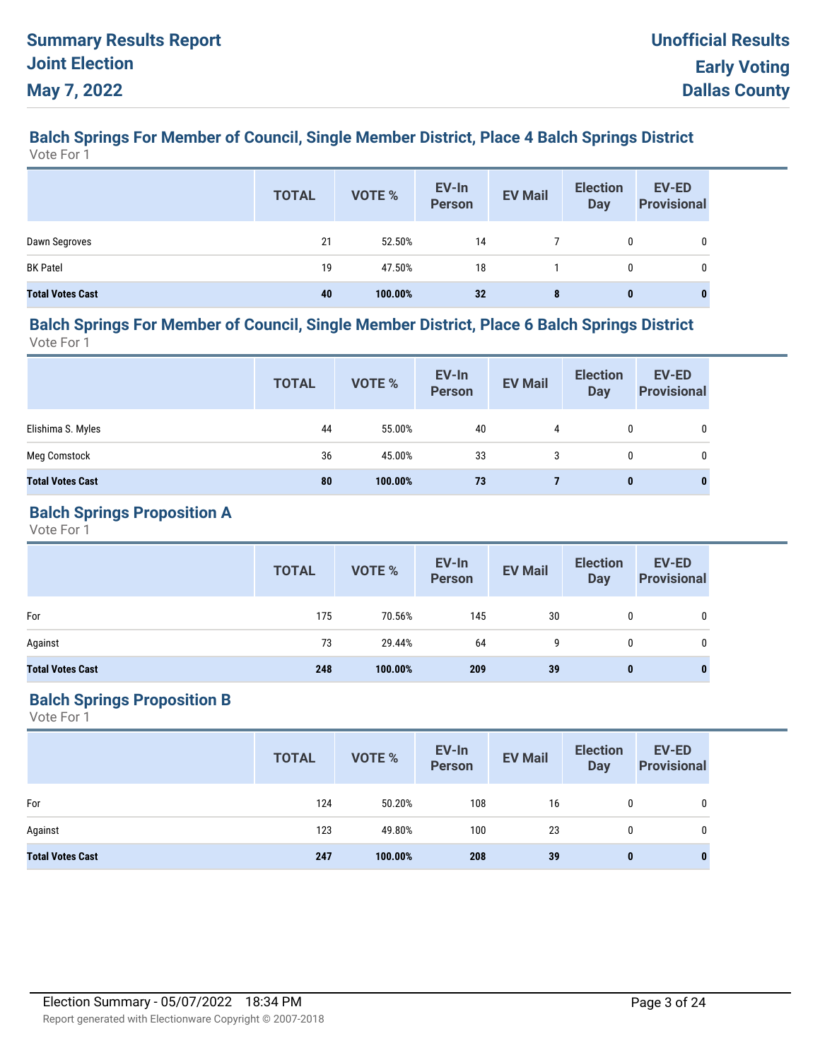# Summary Results Report
## Joint Election
## May 7, 2022

**Unofficial Results**
**Early Voting**
**Dallas County**

### Balch Springs For Member of Council, Single Member District, Place 4 Balch Springs District

Vote For 1

| | TOTAL | VOTE % | EV-In Person | EV Mail | Election Day | EV-ED Provisional |
|---|---|---|---|---|---|---|
| Dawn Segroves | 21 | 52.50% | 14 | 7 | 0 | 0 |
| BK Patel | 19 | 47.50% | 18 | 1 | 0 | 0 |
| **Total Votes Cast** | **40** | **100.00%** | **32** | **8** | **0** | **0** |

### Balch Springs For Member of Council, Single Member District, Place 6 Balch Springs District

Vote For 1

| | TOTAL | VOTE % | EV-In Person | EV Mail | Election Day | EV-ED Provisional |
|---|---|---|---|---|---|---|
| Elishima S. Myles | 44 | 55.00% | 40 | 4 | 0 | 0 |
| Meg Comstock | 36 | 45.00% | 33 | 3 | 0 | 0 |
| **Total Votes Cast** | **80** | **100.00%** | **73** | **7** | **0** | **0** |

### Balch Springs Proposition A

Vote For 1

| | TOTAL | VOTE % | EV-In Person | EV Mail | Election Day | EV-ED Provisional |
|---|---|---|---|---|---|---|
| For | 175 | 70.56% | 145 | 30 | 0 | 0 |
| Against | 73 | 29.44% | 64 | 9 | 0 | 0 |
| **Total Votes Cast** | **248** | **100.00%** | **209** | **39** | **0** | **0** |

### Balch Springs Proposition B

Vote For 1

| | TOTAL | VOTE % | EV-In Person | EV Mail | Election Day | EV-ED Provisional |
|---|---|---|---|---|---|---|
| For | 124 | 50.20% | 108 | 16 | 0 | 0 |
| Against | 123 | 49.80% | 100 | 23 | 0 | 0 |
| **Total Votes Cast** | **247** | **100.00%** | **208** | **39** | **0** | **0** |

Election Summary - 05/07/2022 18:34 PM

Report generated with Electionware Copyright © 2007-2018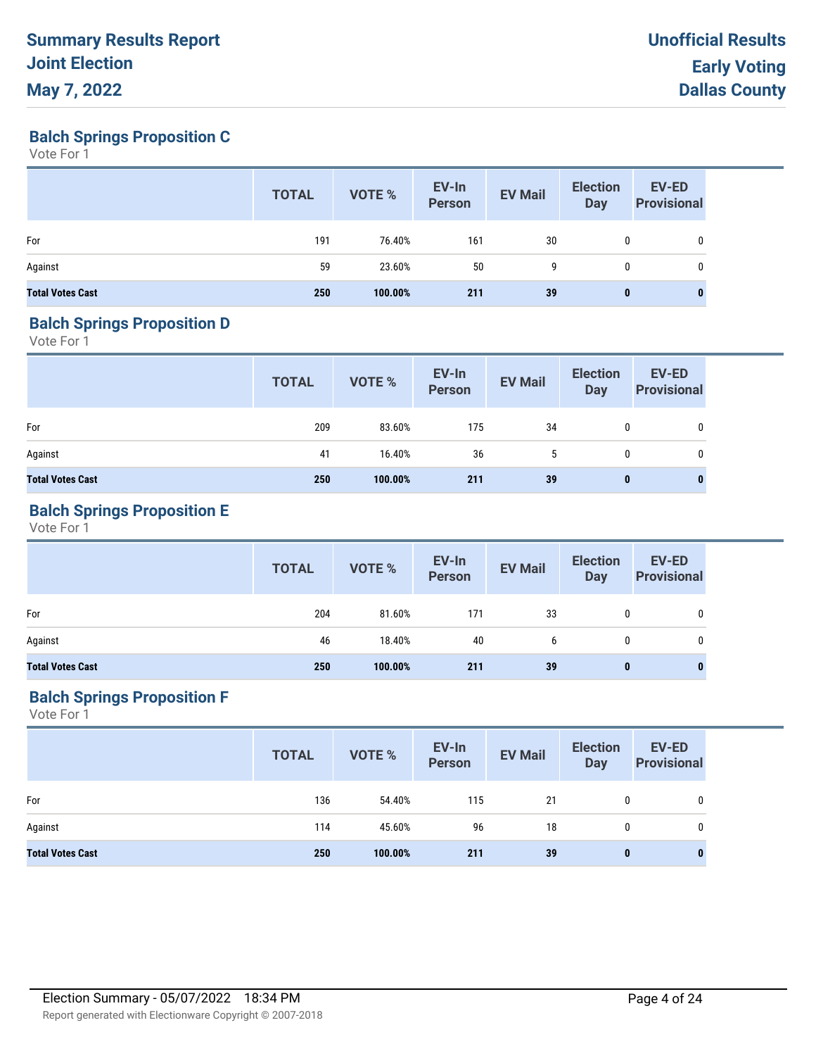# Summary Results Report
# Joint Election
# May 7, 2022

**Unofficial Results**
**Early Voting**
**Dallas County**

## Balch Springs Proposition C

Vote For 1

| | TOTAL | VOTE % | EV-In Person | EV Mail | Election Day | EV-ED Provisional |
|---|---|---|---|---|---|---|
| For | 191 | 76.40% | 161 | 30 | 0 | 0 |
| Against | 59 | 23.60% | 50 | 9 | 0 | 0 |
| **Total Votes Cast** | **250** | **100.00%** | **211** | **39** | **0** | **0** |

## Balch Springs Proposition D

Vote For 1

| | TOTAL | VOTE % | EV-In Person | EV Mail | Election Day | EV-ED Provisional |
|---|---|---|---|---|---|---|
| For | 209 | 83.60% | 175 | 34 | 0 | 0 |
| Against | 41 | 16.40% | 36 | 5 | 0 | 0 |
| **Total Votes Cast** | **250** | **100.00%** | **211** | **39** | **0** | **0** |

## Balch Springs Proposition E

Vote For 1

| | TOTAL | VOTE % | EV-In Person | EV Mail | Election Day | EV-ED Provisional |
|---|---|---|---|---|---|---|
| For | 204 | 81.60% | 171 | 33 | 0 | 0 |
| Against | 46 | 18.40% | 40 | 6 | 0 | 0 |
| **Total Votes Cast** | **250** | **100.00%** | **211** | **39** | **0** | **0** |

## Balch Springs Proposition F

Vote For 1

| | TOTAL | VOTE % | EV-In Person | EV Mail | Election Day | EV-ED Provisional |
|---|---|---|---|---|---|---|
| For | 136 | 54.40% | 115 | 21 | 0 | 0 |
| Against | 114 | 45.60% | 96 | 18 | 0 | 0 |
| **Total Votes Cast** | **250** | **100.00%** | **211** | **39** | **0** | **0** |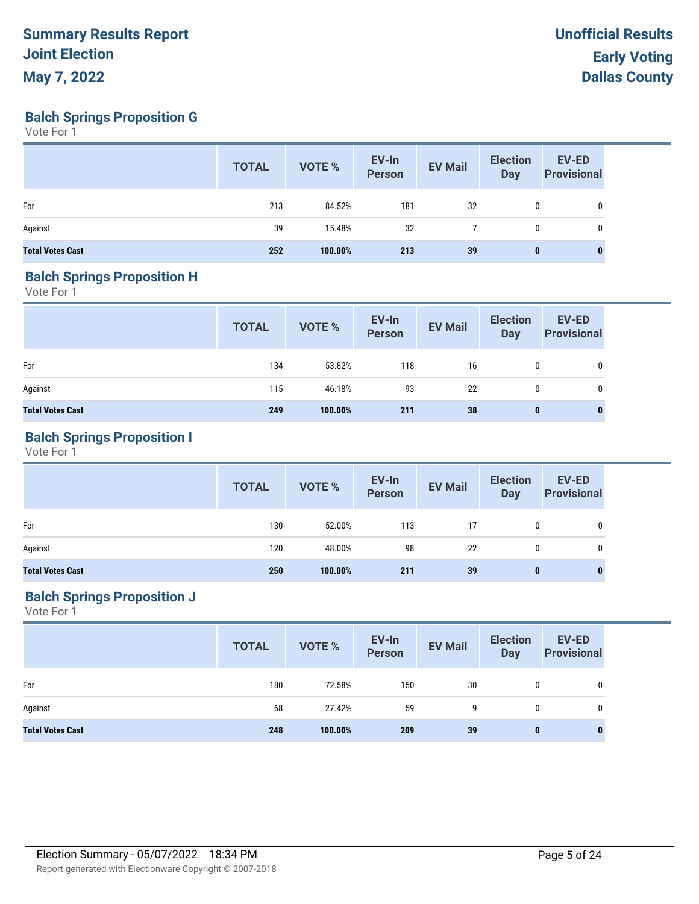# Summary Results Report
# Joint Election
# May 7, 2022

**Unofficial Results**
**Early Voting**
**Dallas County**

## Balch Springs Proposition G

Vote For 1

| | TOTAL | VOTE % | EV-In Person | EV Mail | Election Day | EV-ED Provisional |
|---|---|---|---|---|---|---|
| For | 213 | 84.52% | 181 | 32 | 0 | 0 |
| Against | 39 | 15.48% | 32 | 7 | 0 | 0 |
| **Total Votes Cast** | **252** | **100.00%** | **213** | **39** | **0** | **0** |

## Balch Springs Proposition H

Vote For 1

| | TOTAL | VOTE % | EV-In Person | EV Mail | Election Day | EV-ED Provisional |
|---|---|---|---|---|---|---|
| For | 134 | 53.82% | 118 | 16 | 0 | 0 |
| Against | 115 | 46.18% | 93 | 22 | 0 | 0 |
| **Total Votes Cast** | **249** | **100.00%** | **211** | **38** | **0** | **0** |

## Balch Springs Proposition I

Vote For 1

| | TOTAL | VOTE % | EV-In Person | EV Mail | Election Day | EV-ED Provisional |
|---|---|---|---|---|---|---|
| For | 130 | 52.00% | 113 | 17 | 0 | 0 |
| Against | 120 | 48.00% | 98 | 22 | 0 | 0 |
| **Total Votes Cast** | **250** | **100.00%** | **211** | **39** | **0** | **0** |

## Balch Springs Proposition J

Vote For 1

| | TOTAL | VOTE % | EV-In Person | EV Mail | Election Day | EV-ED Provisional |
|---|---|---|---|---|---|---|
| For | 180 | 72.58% | 150 | 30 | 0 | 0 |
| Against | 68 | 27.42% | 59 | 9 | 0 | 0 |
| **Total Votes Cast** | **248** | **100.00%** | **209** | **39** | **0** | **0** |

Election Summary - 05/07/2022 18:34 PM

Report generated with Electionware Copyright © 2007-2018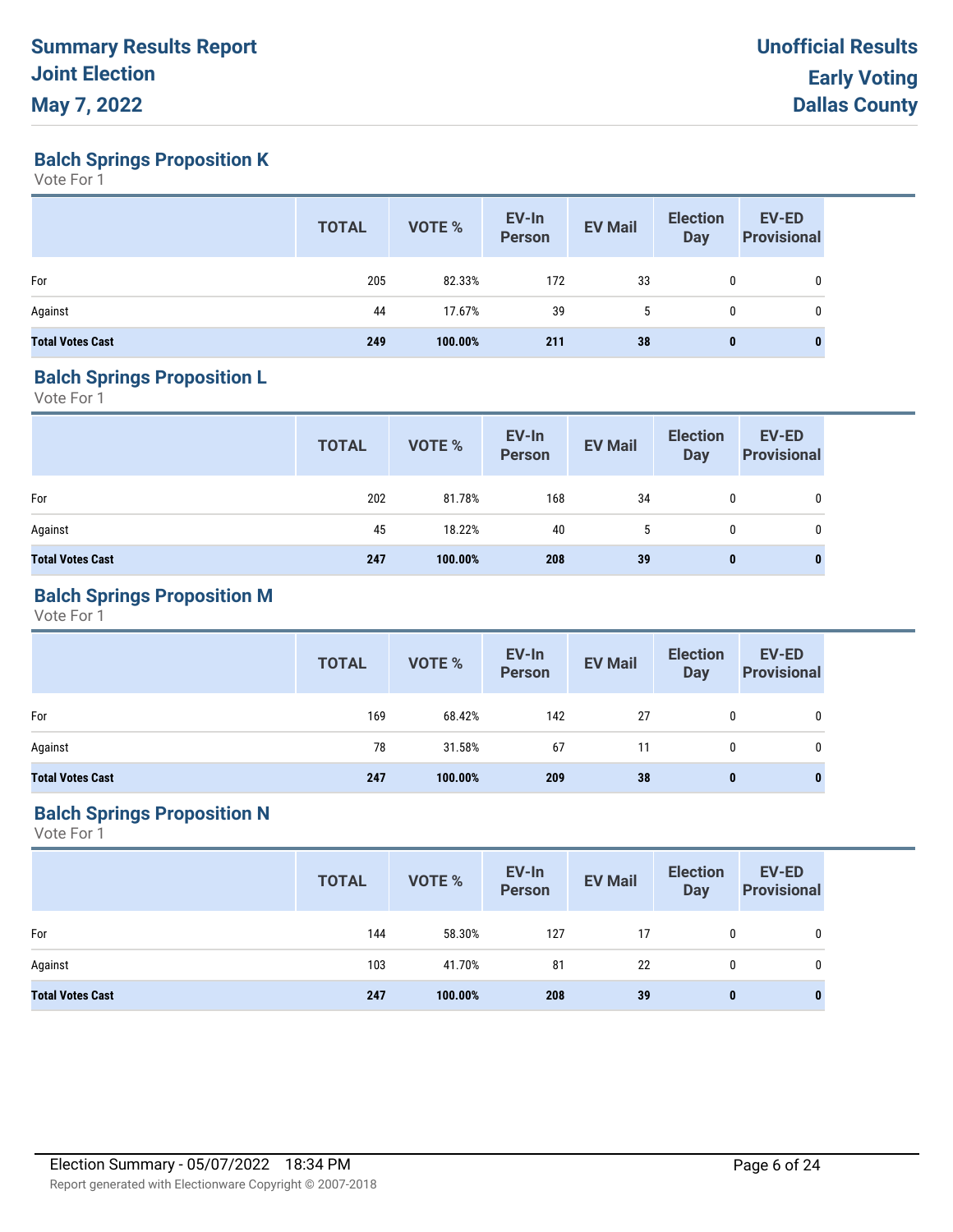# Summary Results Report
# Joint Election
# May 7, 2022

**Unofficial Results**
**Early Voting**
**Dallas County**

## Balch Springs Proposition K

Vote For 1

| | TOTAL | VOTE % | EV-In Person | EV Mail | Election Day | EV-ED Provisional |
|---|---|---|---|---|---|---|
| For | 205 | 82.33% | 172 | 33 | 0 | 0 |
| Against | 44 | 17.67% | 39 | 5 | 0 | 0 |
| **Total Votes Cast** | **249** | **100.00%** | **211** | **38** | **0** | **0** |

## Balch Springs Proposition L

Vote For 1

| | TOTAL | VOTE % | EV-In Person | EV Mail | Election Day | EV-ED Provisional |
|---|---|---|---|---|---|---|
| For | 202 | 81.78% | 168 | 34 | 0 | 0 |
| Against | 45 | 18.22% | 40 | 5 | 0 | 0 |
| **Total Votes Cast** | **247** | **100.00%** | **208** | **39** | **0** | **0** |

## Balch Springs Proposition M

Vote For 1

| | TOTAL | VOTE % | EV-In Person | EV Mail | Election Day | EV-ED Provisional |
|---|---|---|---|---|---|---|
| For | 169 | 68.42% | 142 | 27 | 0 | 0 |
| Against | 78 | 31.58% | 67 | 11 | 0 | 0 |
| **Total Votes Cast** | **247** | **100.00%** | **209** | **38** | **0** | **0** |

## Balch Springs Proposition N

Vote For 1

| | TOTAL | VOTE % | EV-In Person | EV Mail | Election Day | EV-ED Provisional |
|---|---|---|---|---|---|---|
| For | 144 | 58.30% | 127 | 17 | 0 | 0 |
| Against | 103 | 41.70% | 81 | 22 | 0 | 0 |
| **Total Votes Cast** | **247** | **100.00%** | **208** | **39** | **0** | **0** |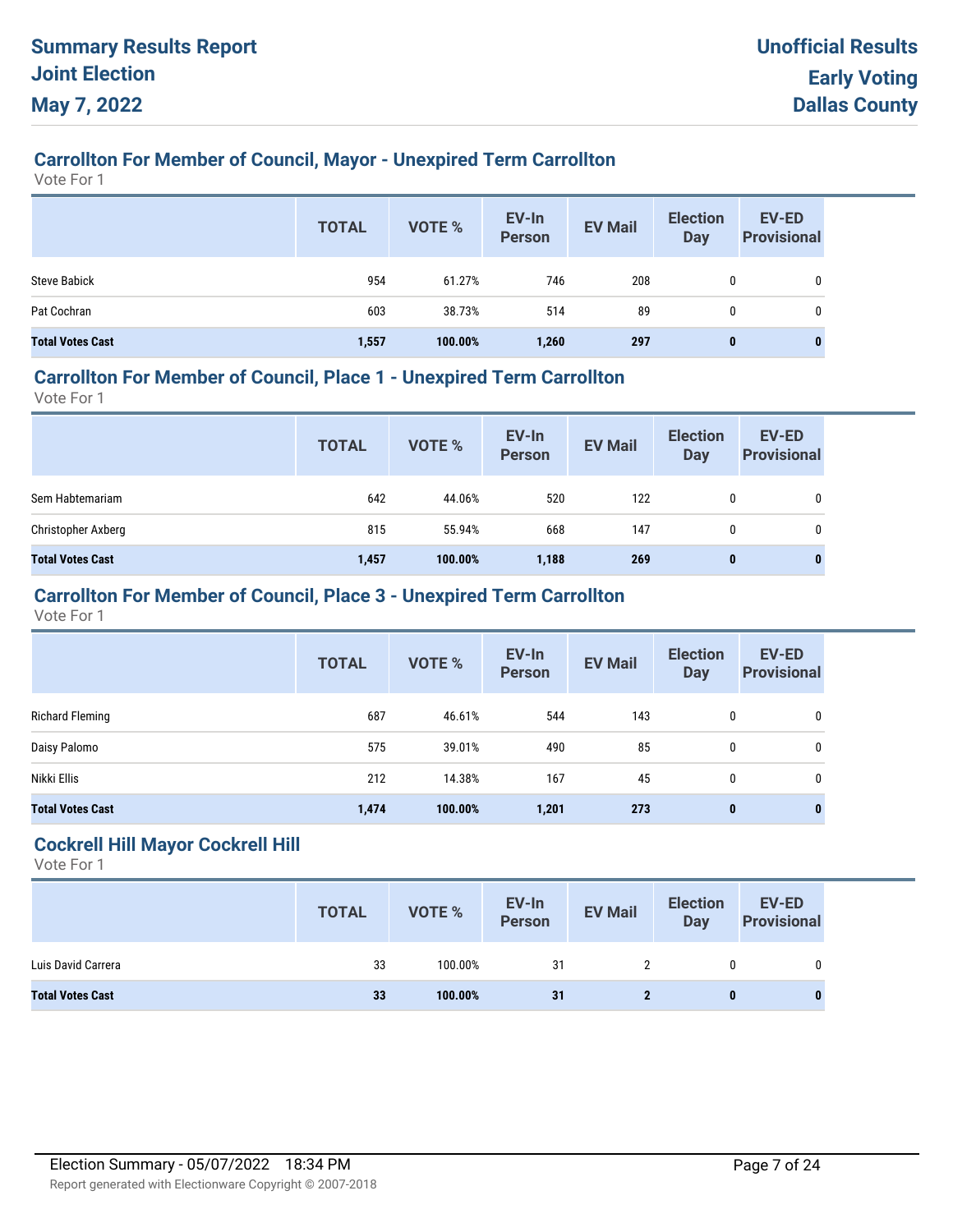# Summary Results Report
# Joint Election
# May 7, 2022

**Unofficial Results**
**Early Voting**
**Dallas County**

## Carrollton For Member of Council, Mayor - Unexpired Term Carrollton

Vote For 1

| | TOTAL | VOTE % | EV-In Person | EV Mail | Election Day | EV-ED Provisional |
|---|---|---|---|---|---|---|
| Steve Babick | 954 | 61.27% | 746 | 208 | 0 | 0 |
| Pat Cochran | 603 | 38.73% | 514 | 89 | 0 | 0 |
| **Total Votes Cast** | **1,557** | **100.00%** | **1,260** | **297** | **0** | **0** |

## Carrollton For Member of Council, Place 1 - Unexpired Term Carrollton

Vote For 1

| | TOTAL | VOTE % | EV-In Person | EV Mail | Election Day | EV-ED Provisional |
|---|---|---|---|---|---|---|
| Sem Habtemariam | 642 | 44.06% | 520 | 122 | 0 | 0 |
| Christopher Axberg | 815 | 55.94% | 668 | 147 | 0 | 0 |
| **Total Votes Cast** | **1,457** | **100.00%** | **1,188** | **269** | **0** | **0** |

## Carrollton For Member of Council, Place 3 - Unexpired Term Carrollton

Vote For 1

| | TOTAL | VOTE % | EV-In Person | EV Mail | Election Day | EV-ED Provisional |
|---|---|---|---|---|---|---|
| Richard Fleming | 687 | 46.61% | 544 | 143 | 0 | 0 |
| Daisy Palomo | 575 | 39.01% | 490 | 85 | 0 | 0 |
| Nikki Ellis | 212 | 14.38% | 167 | 45 | 0 | 0 |
| **Total Votes Cast** | **1,474** | **100.00%** | **1,201** | **273** | **0** | **0** |

## Cockrell Hill Mayor Cockrell Hill

Vote For 1

| | TOTAL | VOTE % | EV-In Person | EV Mail | Election Day | EV-ED Provisional |
|---|---|---|---|---|---|---|
| Luis David Carrera | 33 | 100.00% | 31 | 2 | 0 | 0 |
| **Total Votes Cast** | **33** | **100.00%** | **31** | **2** | **0** | **0** |

Election Summary - 05/07/2022 18:34 PM

Report generated with Electionware Copyright © 2007-2018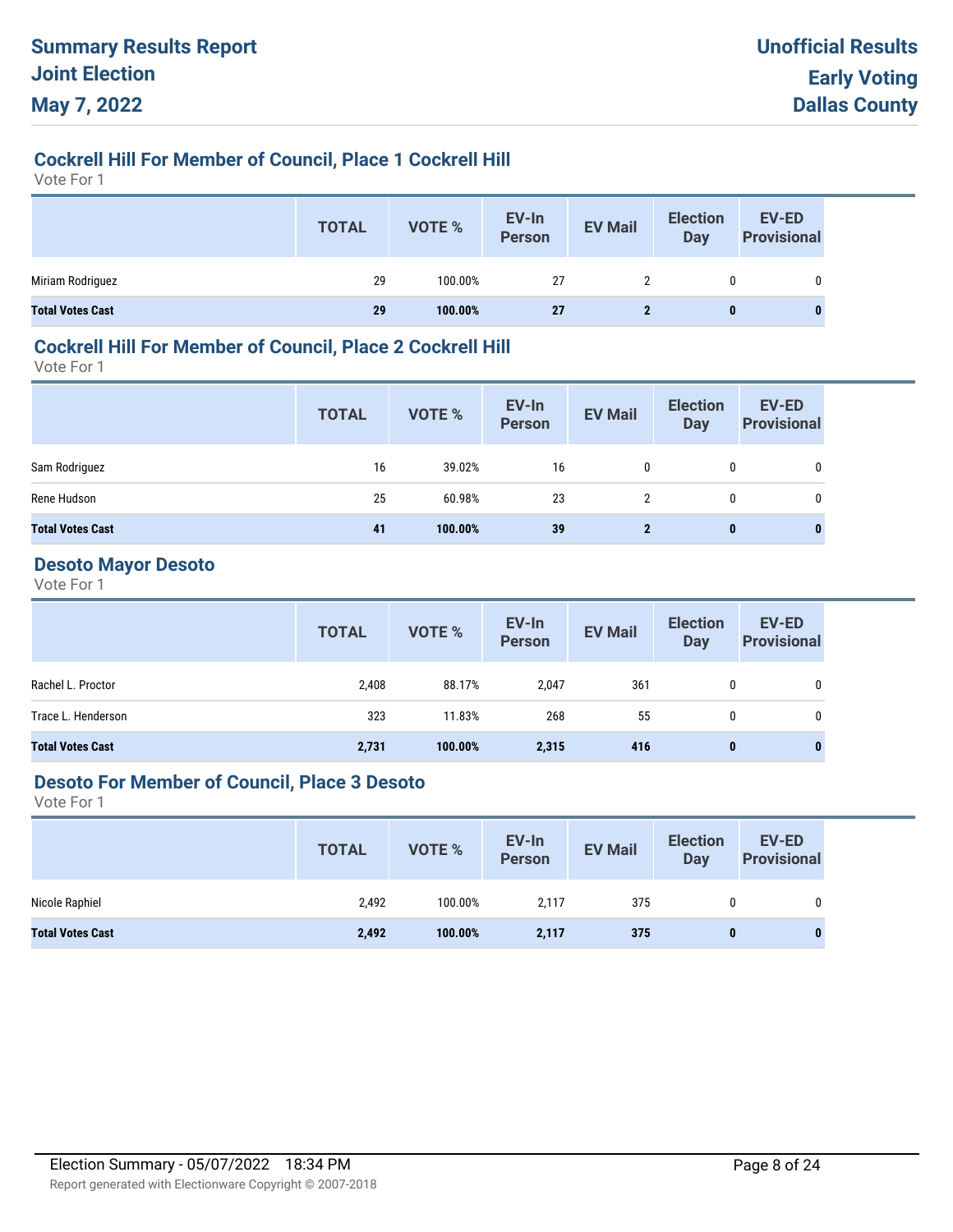# Summary Results Report
# Joint Election
# May 7, 2022

**Unofficial Results**
**Early Voting**
**Dallas County**

## Cockrell Hill For Member of Council, Place 1 Cockrell Hill

Vote For 1

| | TOTAL | VOTE % | EV-In Person | EV Mail | Election Day | EV-ED Provisional |
|---|---|---|---|---|---|---|
| Miriam Rodriguez | 29 | 100.00% | 27 | 2 | 0 | 0 |
| **Total Votes Cast** | **29** | **100.00%** | **27** | **2** | **0** | **0** |

## Cockrell Hill For Member of Council, Place 2 Cockrell Hill

Vote For 1

| | TOTAL | VOTE % | EV-In Person | EV Mail | Election Day | EV-ED Provisional |
|---|---|---|---|---|---|---|
| Sam Rodriguez | 16 | 39.02% | 16 | 0 | 0 | 0 |
| Rene Hudson | 25 | 60.98% | 23 | 2 | 0 | 0 |
| **Total Votes Cast** | **41** | **100.00%** | **39** | **2** | **0** | **0** |

## Desoto Mayor Desoto

Vote For 1

| | TOTAL | VOTE % | EV-In Person | EV Mail | Election Day | EV-ED Provisional |
|---|---|---|---|---|---|---|
| Rachel L. Proctor | 2,408 | 88.17% | 2,047 | 361 | 0 | 0 |
| Trace L. Henderson | 323 | 11.83% | 268 | 55 | 0 | 0 |
| **Total Votes Cast** | **2,731** | **100.00%** | **2,315** | **416** | **0** | **0** |

## Desoto For Member of Council, Place 3 Desoto

Vote For 1

| | TOTAL | VOTE % | EV-In Person | EV Mail | Election Day | EV-ED Provisional |
|---|---|---|---|---|---|---|
| Nicole Raphiel | 2,492 | 100.00% | 2,117 | 375 | 0 | 0 |
| **Total Votes Cast** | **2,492** | **100.00%** | **2,117** | **375** | **0** | **0** |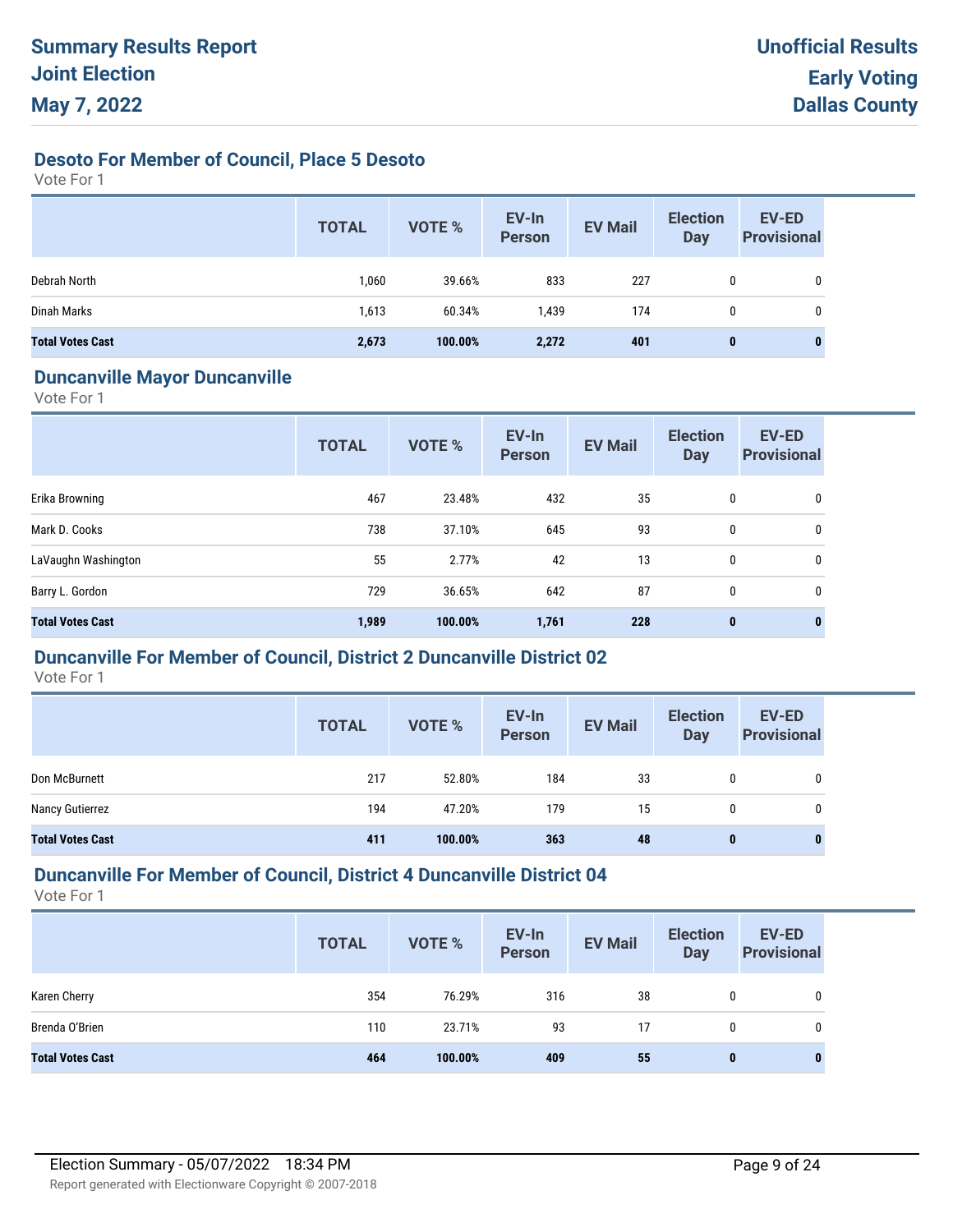# Summary Results Report
# Joint Election
# May 7, 2022

**Unofficial Results**
**Early Voting**
**Dallas County**

## Desoto For Member of Council, Place 5 Desoto

Vote For 1

| | TOTAL | VOTE % | EV-In Person | EV Mail | Election Day | EV-ED Provisional |
|---|---|---|---|---|---|---|
| Debrah North | 1,060 | 39.66% | 833 | 227 | 0 | 0 |
| Dinah Marks | 1,613 | 60.34% | 1,439 | 174 | 0 | 0 |
| **Total Votes Cast** | **2,673** | **100.00%** | **2,272** | **401** | **0** | **0** |

## Duncanville Mayor Duncanville

Vote For 1

| | TOTAL | VOTE % | EV-In Person | EV Mail | Election Day | EV-ED Provisional |
|---|---|---|---|---|---|---|
| Erika Browning | 467 | 23.48% | 432 | 35 | 0 | 0 |
| Mark D. Cooks | 738 | 37.10% | 645 | 93 | 0 | 0 |
| LaVaughn Washington | 55 | 2.77% | 42 | 13 | 0 | 0 |
| Barry L. Gordon | 729 | 36.65% | 642 | 87 | 0 | 0 |
| **Total Votes Cast** | **1,989** | **100.00%** | **1,761** | **228** | **0** | **0** |

## Duncanville For Member of Council, District 2 Duncanville District 02

Vote For 1

| | TOTAL | VOTE % | EV-In Person | EV Mail | Election Day | EV-ED Provisional |
|---|---|---|---|---|---|---|
| Don McBurnett | 217 | 52.80% | 184 | 33 | 0 | 0 |
| Nancy Gutierrez | 194 | 47.20% | 179 | 15 | 0 | 0 |
| **Total Votes Cast** | **411** | **100.00%** | **363** | **48** | **0** | **0** |

## Duncanville For Member of Council, District 4 Duncanville District 04

Vote For 1

| | TOTAL | VOTE % | EV-In Person | EV Mail | Election Day | EV-ED Provisional |
|---|---|---|---|---|---|---|
| Karen Cherry | 354 | 76.29% | 316 | 38 | 0 | 0 |
| Brenda O'Brien | 110 | 23.71% | 93 | 17 | 0 | 0 |
| **Total Votes Cast** | **464** | **100.00%** | **409** | **55** | **0** | **0** |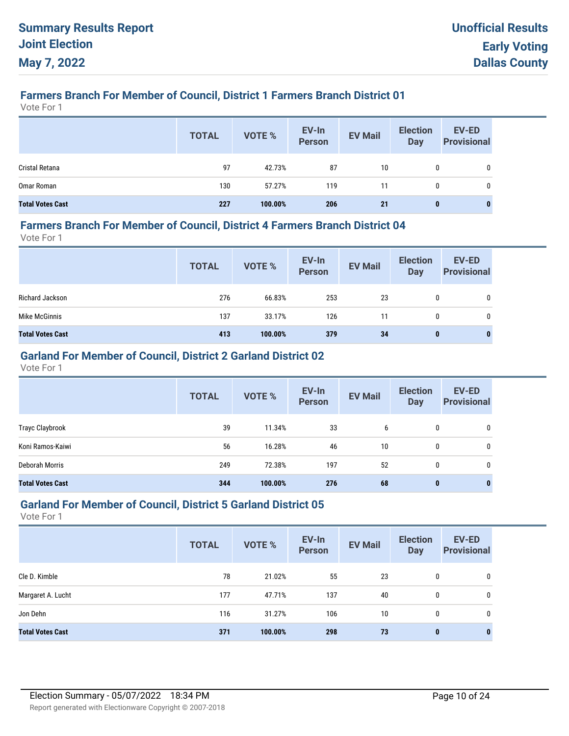# Summary Results Report
# Joint Election
# May 7, 2022

**Unofficial Results**
**Early Voting**
**Dallas County**

### Farmers Branch For Member of Council, District 1 Farmers Branch District 01

Vote For 1

| | TOTAL | VOTE % | EV-In Person | EV Mail | Election Day | EV-ED Provisional |
|---|---|---|---|---|---|---|
| Cristal Retana | 97 | 42.73% | 87 | 10 | 0 | 0 |
| Omar Roman | 130 | 57.27% | 119 | 11 | 0 | 0 |
| **Total Votes Cast** | **227** | **100.00%** | **206** | **21** | **0** | **0** |

### Farmers Branch For Member of Council, District 4 Farmers Branch District 04

Vote For 1

| | TOTAL | VOTE % | EV-In Person | EV Mail | Election Day | EV-ED Provisional |
|---|---|---|---|---|---|---|
| Richard Jackson | 276 | 66.83% | 253 | 23 | 0 | 0 |
| Mike McGinnis | 137 | 33.17% | 126 | 11 | 0 | 0 |
| **Total Votes Cast** | **413** | **100.00%** | **379** | **34** | **0** | **0** |

### Garland For Member of Council, District 2 Garland District 02

Vote For 1

| | TOTAL | VOTE % | EV-In Person | EV Mail | Election Day | EV-ED Provisional |
|---|---|---|---|---|---|---|
| Trayc Claybrook | 39 | 11.34% | 33 | 6 | 0 | 0 |
| Koni Ramos-Kaiwi | 56 | 16.28% | 46 | 10 | 0 | 0 |
| Deborah Morris | 249 | 72.38% | 197 | 52 | 0 | 0 |
| **Total Votes Cast** | **344** | **100.00%** | **276** | **68** | **0** | **0** |

### Garland For Member of Council, District 5 Garland District 05

Vote For 1

| | TOTAL | VOTE % | EV-In Person | EV Mail | Election Day | EV-ED Provisional |
|---|---|---|---|---|---|---|
| Cle D. Kimble | 78 | 21.02% | 55 | 23 | 0 | 0 |
| Margaret A. Lucht | 177 | 47.71% | 137 | 40 | 0 | 0 |
| Jon Dehn | 116 | 31.27% | 106 | 10 | 0 | 0 |
| **Total Votes Cast** | **371** | **100.00%** | **298** | **73** | **0** | **0** |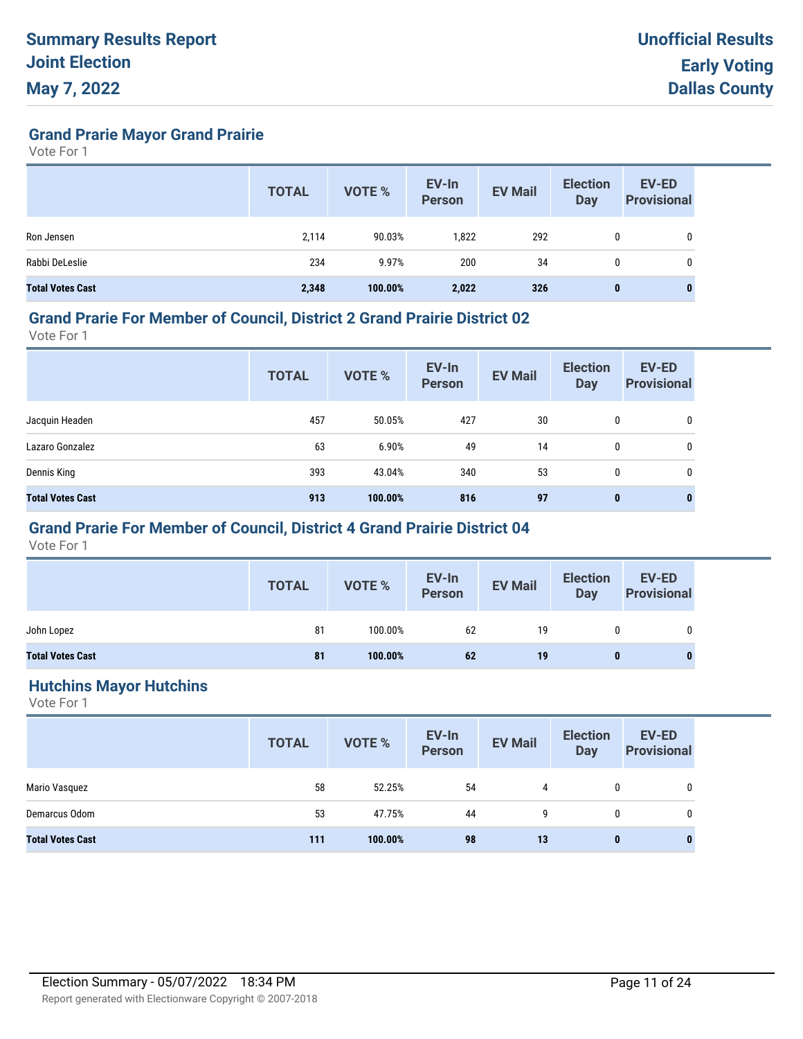# Summary Results Report
# Joint Election
# May 7, 2022

**Unofficial Results**
**Early Voting**
**Dallas County**

## Grand Prarie Mayor Grand Prairie

Vote For 1

| | TOTAL | VOTE % | EV-In Person | EV Mail | Election Day | EV-ED Provisional |
|---|---|---|---|---|---|---|
| Ron Jensen | 2,114 | 90.03% | 1,822 | 292 | 0 | 0 |
| Rabbi DeLeslie | 234 | 9.97% | 200 | 34 | 0 | 0 |
| **Total Votes Cast** | **2,348** | **100.00%** | **2,022** | **326** | **0** | **0** |

## Grand Prarie For Member of Council, District 2 Grand Prairie District 02

Vote For 1

| | TOTAL | VOTE % | EV-In Person | EV Mail | Election Day | EV-ED Provisional |
|---|---|---|---|---|---|---|
| Jacquin Headen | 457 | 50.05% | 427 | 30 | 0 | 0 |
| Lazaro Gonzalez | 63 | 6.90% | 49 | 14 | 0 | 0 |
| Dennis King | 393 | 43.04% | 340 | 53 | 0 | 0 |
| **Total Votes Cast** | **913** | **100.00%** | **816** | **97** | **0** | **0** |

## Grand Prarie For Member of Council, District 4 Grand Prairie District 04

Vote For 1

| | TOTAL | VOTE % | EV-In Person | EV Mail | Election Day | EV-ED Provisional |
|---|---|---|---|---|---|---|
| John Lopez | 81 | 100.00% | 62 | 19 | 0 | 0 |
| **Total Votes Cast** | **81** | **100.00%** | **62** | **19** | **0** | **0** |

## Hutchins Mayor Hutchins

Vote For 1

| | TOTAL | VOTE % | EV-In Person | EV Mail | Election Day | EV-ED Provisional |
|---|---|---|---|---|---|---|
| Mario Vasquez | 58 | 52.25% | 54 | 4 | 0 | 0 |
| Demarcus Odom | 53 | 47.75% | 44 | 9 | 0 | 0 |
| **Total Votes Cast** | **111** | **100.00%** | **98** | **13** | **0** | **0** |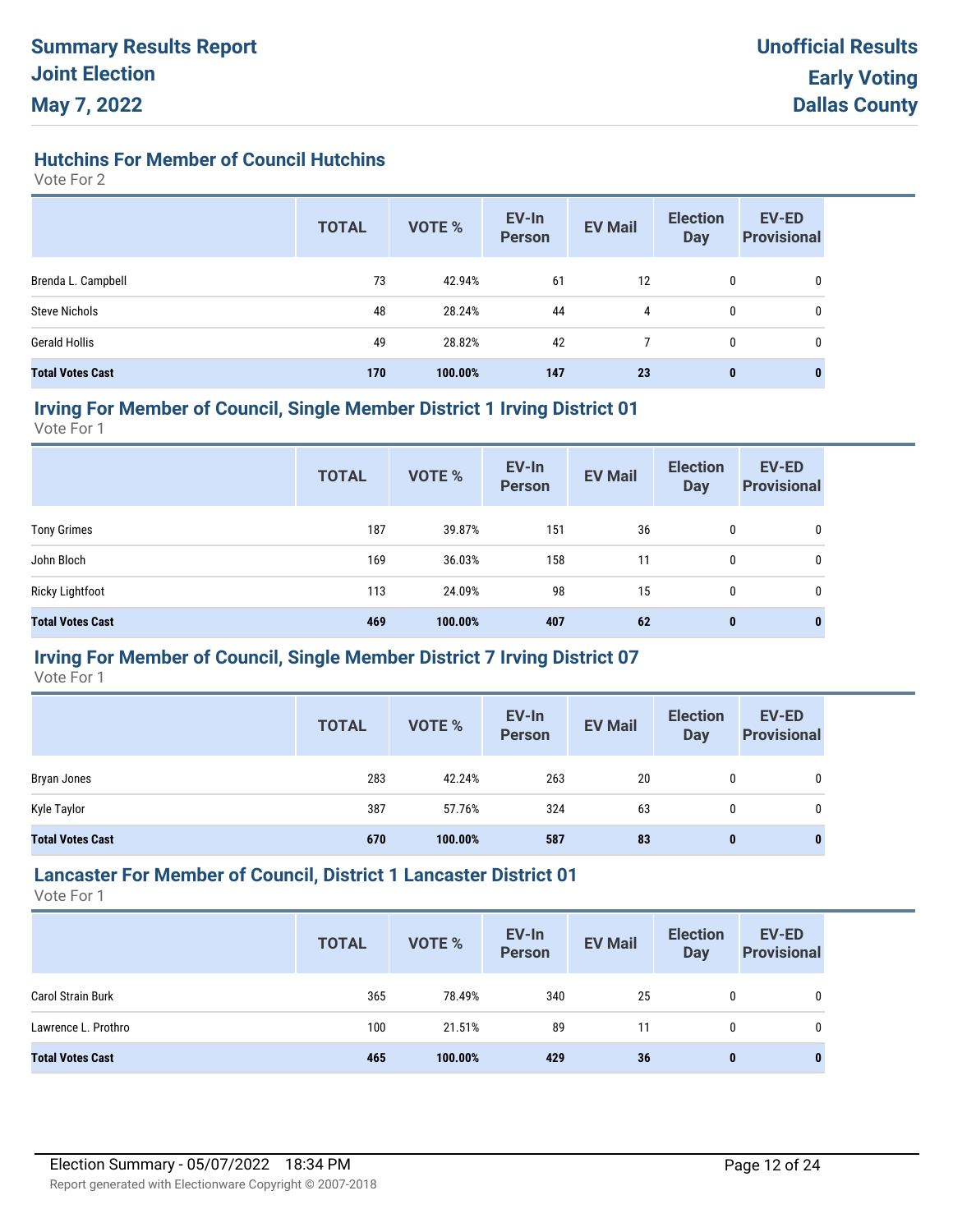# Summary Results Report
# Joint Election
# May 7, 2022

**Unofficial Results**
**Early Voting**
**Dallas County**

## Hutchins For Member of Council Hutchins

Vote For 2

| | TOTAL | VOTE % | EV-In Person | EV Mail | Election Day | EV-ED Provisional |
|---|---|---|---|---|---|---|
| Brenda L. Campbell | 73 | 42.94% | 61 | 12 | 0 | 0 |
| Steve Nichols | 48 | 28.24% | 44 | 4 | 0 | 0 |
| Gerald Hollis | 49 | 28.82% | 42 | 7 | 0 | 0 |
| **Total Votes Cast** | **170** | **100.00%** | **147** | **23** | **0** | **0** |

## Irving For Member of Council, Single Member District 1 Irving District 01

Vote For 1

| | TOTAL | VOTE % | EV-In Person | EV Mail | Election Day | EV-ED Provisional |
|---|---|---|---|---|---|---|
| Tony Grimes | 187 | 39.87% | 151 | 36 | 0 | 0 |
| John Bloch | 169 | 36.03% | 158 | 11 | 0 | 0 |
| Ricky Lightfoot | 113 | 24.09% | 98 | 15 | 0 | 0 |
| **Total Votes Cast** | **469** | **100.00%** | **407** | **62** | **0** | **0** |

## Irving For Member of Council, Single Member District 7 Irving District 07

Vote For 1

| | TOTAL | VOTE % | EV-In Person | EV Mail | Election Day | EV-ED Provisional |
|---|---|---|---|---|---|---|
| Bryan Jones | 283 | 42.24% | 263 | 20 | 0 | 0 |
| Kyle Taylor | 387 | 57.76% | 324 | 63 | 0 | 0 |
| **Total Votes Cast** | **670** | **100.00%** | **587** | **83** | **0** | **0** |

## Lancaster For Member of Council, District 1 Lancaster District 01

Vote For 1

| | TOTAL | VOTE % | EV-In Person | EV Mail | Election Day | EV-ED Provisional |
|---|---|---|---|---|---|---|
| Carol Strain Burk | 365 | 78.49% | 340 | 25 | 0 | 0 |
| Lawrence L. Prothro | 100 | 21.51% | 89 | 11 | 0 | 0 |
| **Total Votes Cast** | **465** | **100.00%** | **429** | **36** | **0** | **0** |

Election Summary - 05/07/2022 18:34 PM

Report generated with Electionware Copyright © 2007-2018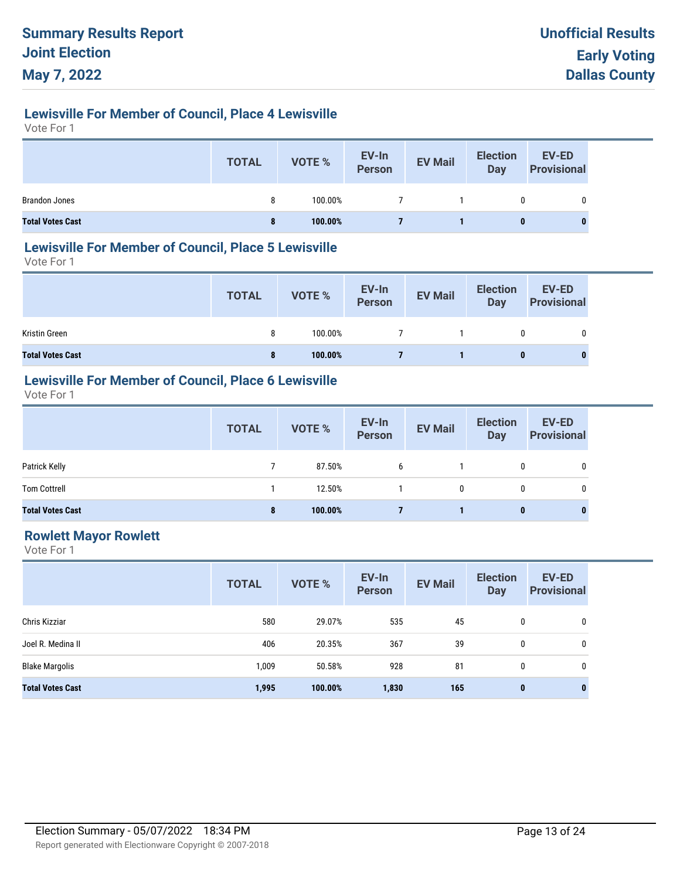# Summary Results Report
# Joint Election
# May 7, 2022

**Unofficial Results**
**Early Voting**
**Dallas County**

## Lewisville For Member of Council, Place 4 Lewisville

Vote For 1

| | TOTAL | VOTE % | EV-In Person | EV Mail | Election Day | EV-ED Provisional |
|---|---|---|---|---|---|---|
| Brandon Jones | 8 | 100.00% | 7 | 1 | 0 | 0 |
| **Total Votes Cast** | **8** | **100.00%** | **7** | **1** | **0** | **0** |

## Lewisville For Member of Council, Place 5 Lewisville

Vote For 1

| | TOTAL | VOTE % | EV-In Person | EV Mail | Election Day | EV-ED Provisional |
|---|---|---|---|---|---|---|
| Kristin Green | 8 | 100.00% | 7 | 1 | 0 | 0 |
| **Total Votes Cast** | **8** | **100.00%** | **7** | **1** | **0** | **0** |

## Lewisville For Member of Council, Place 6 Lewisville

Vote For 1

| | TOTAL | VOTE % | EV-In Person | EV Mail | Election Day | EV-ED Provisional |
|---|---|---|---|---|---|---|
| Patrick Kelly | 7 | 87.50% | 6 | 1 | 0 | 0 |
| Tom Cottrell | 1 | 12.50% | 1 | 0 | 0 | 0 |
| **Total Votes Cast** | **8** | **100.00%** | **7** | **1** | **0** | **0** |

## Rowlett Mayor Rowlett

Vote For 1

| | TOTAL | VOTE % | EV-In Person | EV Mail | Election Day | EV-ED Provisional |
|---|---|---|---|---|---|---|
| Chris Kizziar | 580 | 29.07% | 535 | 45 | 0 | 0 |
| Joel R. Medina II | 406 | 20.35% | 367 | 39 | 0 | 0 |
| Blake Margolis | 1,009 | 50.58% | 928 | 81 | 0 | 0 |
| **Total Votes Cast** | **1,995** | **100.00%** | **1,830** | **165** | **0** | **0** |

Election Summary - 05/07/2022 18:34 PM

Report generated with Electionware Copyright © 2007-2018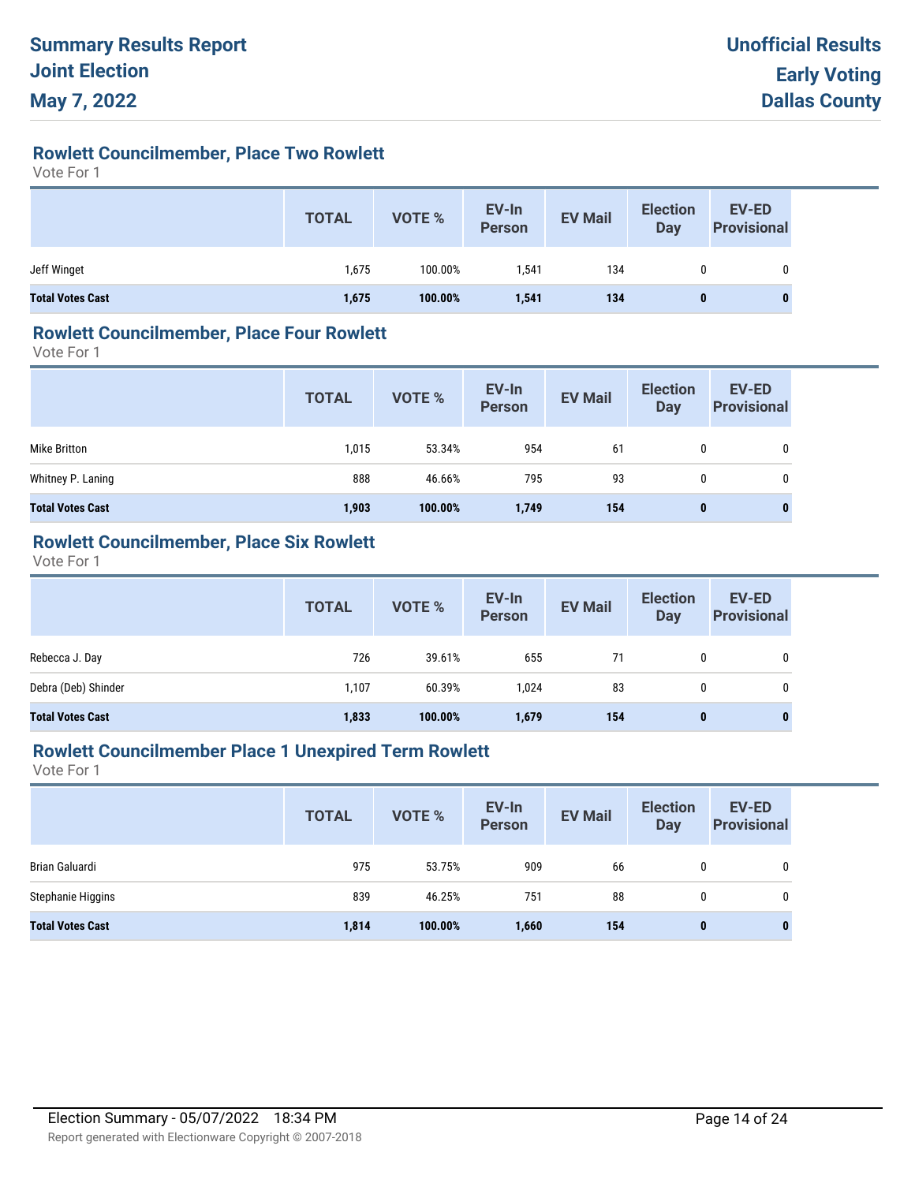# Summary Results Report
# Joint Election
# May 7, 2022

**Unofficial Results**
**Early Voting**
**Dallas County**

## Rowlett Councilmember, Place Two Rowlett

Vote For 1

| | TOTAL | VOTE % | EV-In Person | EV Mail | Election Day | EV-ED Provisional |
|---|---|---|---|---|---|---|
| Jeff Winget | 1,675 | 100.00% | 1,541 | 134 | 0 | 0 |
| **Total Votes Cast** | **1,675** | **100.00%** | **1,541** | **134** | **0** | **0** |

## Rowlett Councilmember, Place Four Rowlett

Vote For 1

| | TOTAL | VOTE % | EV-In Person | EV Mail | Election Day | EV-ED Provisional |
|---|---|---|---|---|---|---|
| Mike Britton | 1,015 | 53.34% | 954 | 61 | 0 | 0 |
| Whitney P. Laning | 888 | 46.66% | 795 | 93 | 0 | 0 |
| **Total Votes Cast** | **1,903** | **100.00%** | **1,749** | **154** | **0** | **0** |

## Rowlett Councilmember, Place Six Rowlett

Vote For 1

| | TOTAL | VOTE % | EV-In Person | EV Mail | Election Day | EV-ED Provisional |
|---|---|---|---|---|---|---|
| Rebecca J. Day | 726 | 39.61% | 655 | 71 | 0 | 0 |
| Debra (Deb) Shinder | 1,107 | 60.39% | 1,024 | 83 | 0 | 0 |
| **Total Votes Cast** | **1,833** | **100.00%** | **1,679** | **154** | **0** | **0** |

## Rowlett Councilmember Place 1 Unexpired Term Rowlett

Vote For 1

| | TOTAL | VOTE % | EV-In Person | EV Mail | Election Day | EV-ED Provisional |
|---|---|---|---|---|---|---|
| Brian Galuardi | 975 | 53.75% | 909 | 66 | 0 | 0 |
| Stephanie Higgins | 839 | 46.25% | 751 | 88 | 0 | 0 |
| **Total Votes Cast** | **1,814** | **100.00%** | **1,660** | **154** | **0** | **0** |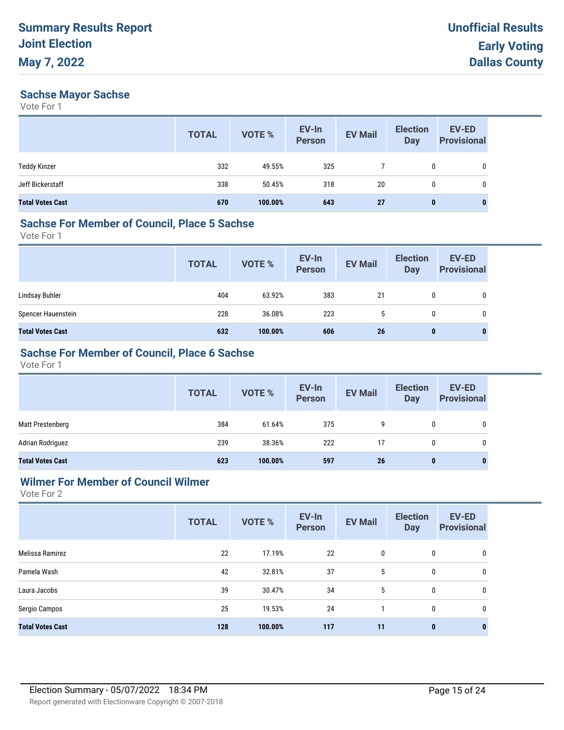# Summary Results Report
# Joint Election
# May 7, 2022

**Unofficial Results**
**Early Voting**
**Dallas County**

## Sachse Mayor Sachse

Vote For 1

| | TOTAL | VOTE % | EV-In Person | EV Mail | Election Day | EV-ED Provisional |
|---|---|---|---|---|---|---|
| Teddy Kinzer | 332 | 49.55% | 325 | 7 | 0 | 0 |
| Jeff Bickerstaff | 338 | 50.45% | 318 | 20 | 0 | 0 |
| **Total Votes Cast** | **670** | **100.00%** | **643** | **27** | **0** | **0** |

## Sachse For Member of Council, Place 5 Sachse

Vote For 1

| | TOTAL | VOTE % | EV-In Person | EV Mail | Election Day | EV-ED Provisional |
|---|---|---|---|---|---|---|
| Lindsay Buhler | 404 | 63.92% | 383 | 21 | 0 | 0 |
| Spencer Hauenstein | 228 | 36.08% | 223 | 5 | 0 | 0 |
| **Total Votes Cast** | **632** | **100.00%** | **606** | **26** | **0** | **0** |

## Sachse For Member of Council, Place 6 Sachse

Vote For 1

| | TOTAL | VOTE % | EV-In Person | EV Mail | Election Day | EV-ED Provisional |
|---|---|---|---|---|---|---|
| Matt Prestenberg | 384 | 61.64% | 375 | 9 | 0 | 0 |
| Adrian Rodriguez | 239 | 38.36% | 222 | 17 | 0 | 0 |
| **Total Votes Cast** | **623** | **100.00%** | **597** | **26** | **0** | **0** |

## Wilmer For Member of Council Wilmer

Vote For 2

| | TOTAL | VOTE % | EV-In Person | EV Mail | Election Day | EV-ED Provisional |
|---|---|---|---|---|---|---|
| Melissa Ramirez | 22 | 17.19% | 22 | 0 | 0 | 0 |
| Pamela Wash | 42 | 32.81% | 37 | 5 | 0 | 0 |
| Laura Jacobs | 39 | 30.47% | 34 | 5 | 0 | 0 |
| Sergio Campos | 25 | 19.53% | 24 | 1 | 0 | 0 |
| **Total Votes Cast** | **128** | **100.00%** | **117** | **11** | **0** | **0** |

Election Summary - 05/07/2022 18:34 PM

Report generated with Electionware Copyright © 2007-2018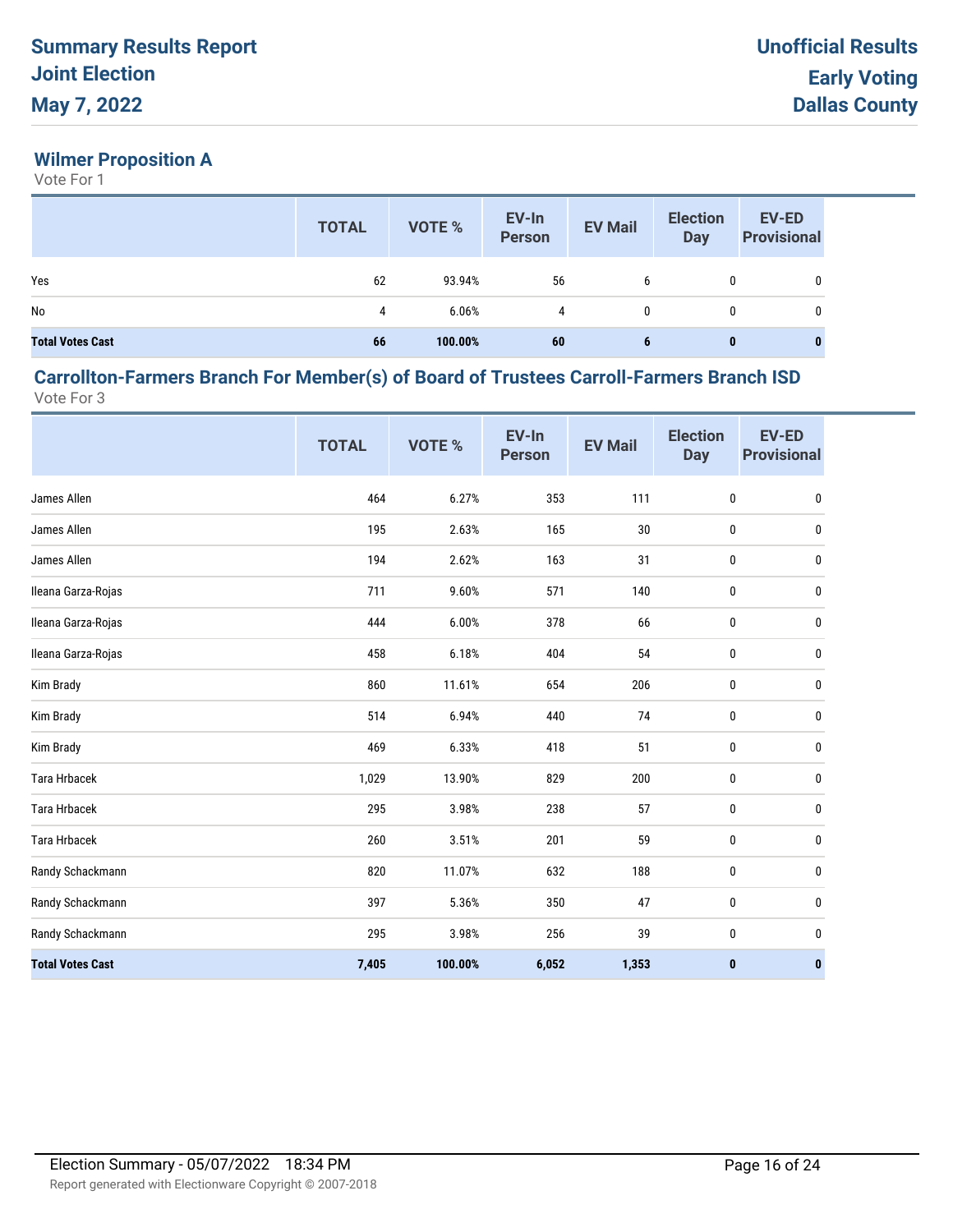# Summary Results Report
# Joint Election
# May 7, 2022

**Unofficial Results**
**Early Voting**
**Dallas County**

## Wilmer Proposition A

Vote For 1

| | TOTAL | VOTE % | EV-In Person | EV Mail | Election Day | EV-ED Provisional |
|---|---|---|---|---|---|---|
| Yes | 62 | 93.94% | 56 | 6 | 0 | 0 |
| No | 4 | 6.06% | 4 | 0 | 0 | 0 |
| **Total Votes Cast** | **66** | **100.00%** | **60** | **6** | **0** | **0** |

## Carrollton-Farmers Branch For Member(s) of Board of Trustees Carroll-Farmers Branch ISD

Vote For 3

| | TOTAL | VOTE % | EV-In Person | EV Mail | Election Day | EV-ED Provisional |
|---|---|---|---|---|---|---|
| James Allen | 464 | 6.27% | 353 | 111 | 0 | 0 |
| James Allen | 195 | 2.63% | 165 | 30 | 0 | 0 |
| James Allen | 194 | 2.62% | 163 | 31 | 0 | 0 |
| Ileana Garza-Rojas | 711 | 9.60% | 571 | 140 | 0 | 0 |
| Ileana Garza-Rojas | 444 | 6.00% | 378 | 66 | 0 | 0 |
| Ileana Garza-Rojas | 458 | 6.18% | 404 | 54 | 0 | 0 |
| Kim Brady | 860 | 11.61% | 654 | 206 | 0 | 0 |
| Kim Brady | 514 | 6.94% | 440 | 74 | 0 | 0 |
| Kim Brady | 469 | 6.33% | 418 | 51 | 0 | 0 |
| Tara Hrbacek | 1,029 | 13.90% | 829 | 200 | 0 | 0 |
| Tara Hrbacek | 295 | 3.98% | 238 | 57 | 0 | 0 |
| Tara Hrbacek | 260 | 3.51% | 201 | 59 | 0 | 0 |
| Randy Schackmann | 820 | 11.07% | 632 | 188 | 0 | 0 |
| Randy Schackmann | 397 | 5.36% | 350 | 47 | 0 | 0 |
| Randy Schackmann | 295 | 3.98% | 256 | 39 | 0 | 0 |
| **Total Votes Cast** | **7,405** | **100.00%** | **6,052** | **1,353** | **0** | **0** |

Election Summary - 05/07/2022 18:34 PM

Report generated with Electionware Copyright © 2007-2018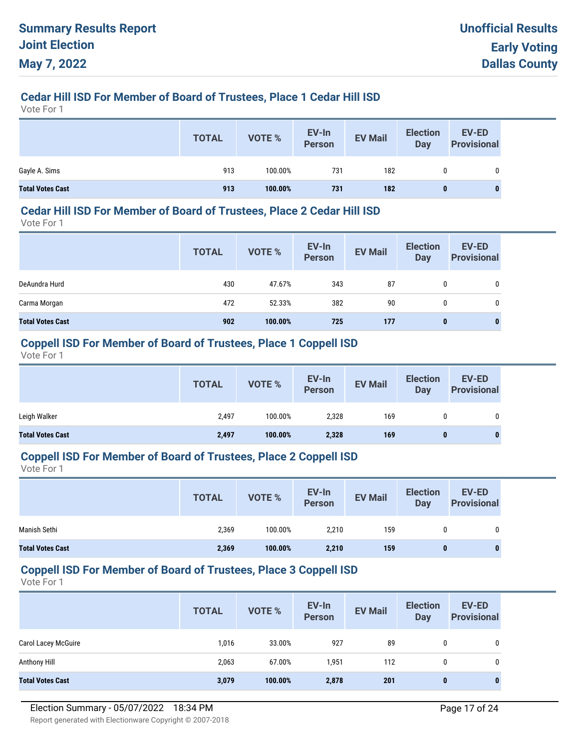# Summary Results Report
# Joint Election
# May 7, 2022

**Unofficial Results**
**Early Voting**
**Dallas County**

## Cedar Hill ISD For Member of Board of Trustees, Place 1 Cedar Hill ISD

Vote For 1

| | TOTAL | VOTE % | EV-In Person | EV Mail | Election Day | EV-ED Provisional |
|---|---|---|---|---|---|---|
| Gayle A. Sims | 913 | 100.00% | 731 | 182 | 0 | 0 |
| **Total Votes Cast** | **913** | **100.00%** | **731** | **182** | **0** | **0** |

## Cedar Hill ISD For Member of Board of Trustees, Place 2 Cedar Hill ISD

Vote For 1

| | TOTAL | VOTE % | EV-In Person | EV Mail | Election Day | EV-ED Provisional |
|---|---|---|---|---|---|---|
| DeAundra Hurd | 430 | 47.67% | 343 | 87 | 0 | 0 |
| Carma Morgan | 472 | 52.33% | 382 | 90 | 0 | 0 |
| **Total Votes Cast** | **902** | **100.00%** | **725** | **177** | **0** | **0** |

## Coppell ISD For Member of Board of Trustees, Place 1 Coppell ISD

Vote For 1

| | TOTAL | VOTE % | EV-In Person | EV Mail | Election Day | EV-ED Provisional |
|---|---|---|---|---|---|---|
| Leigh Walker | 2,497 | 100.00% | 2,328 | 169 | 0 | 0 |
| **Total Votes Cast** | **2,497** | **100.00%** | **2,328** | **169** | **0** | **0** |

## Coppell ISD For Member of Board of Trustees, Place 2 Coppell ISD

Vote For 1

| | TOTAL | VOTE % | EV-In Person | EV Mail | Election Day | EV-ED Provisional |
|---|---|---|---|---|---|---|
| Manish Sethi | 2,369 | 100.00% | 2,210 | 159 | 0 | 0 |
| **Total Votes Cast** | **2,369** | **100.00%** | **2,210** | **159** | **0** | **0** |

## Coppell ISD For Member of Board of Trustees, Place 3 Coppell ISD

Vote For 1

| | TOTAL | VOTE % | EV-In Person | EV Mail | Election Day | EV-ED Provisional |
|---|---|---|---|---|---|---|
| Carol Lacey McGuire | 1,016 | 33.00% | 927 | 89 | 0 | 0 |
| Anthony Hill | 2,063 | 67.00% | 1,951 | 112 | 0 | 0 |
| **Total Votes Cast** | **3,079** | **100.00%** | **2,878** | **201** | **0** | **0** |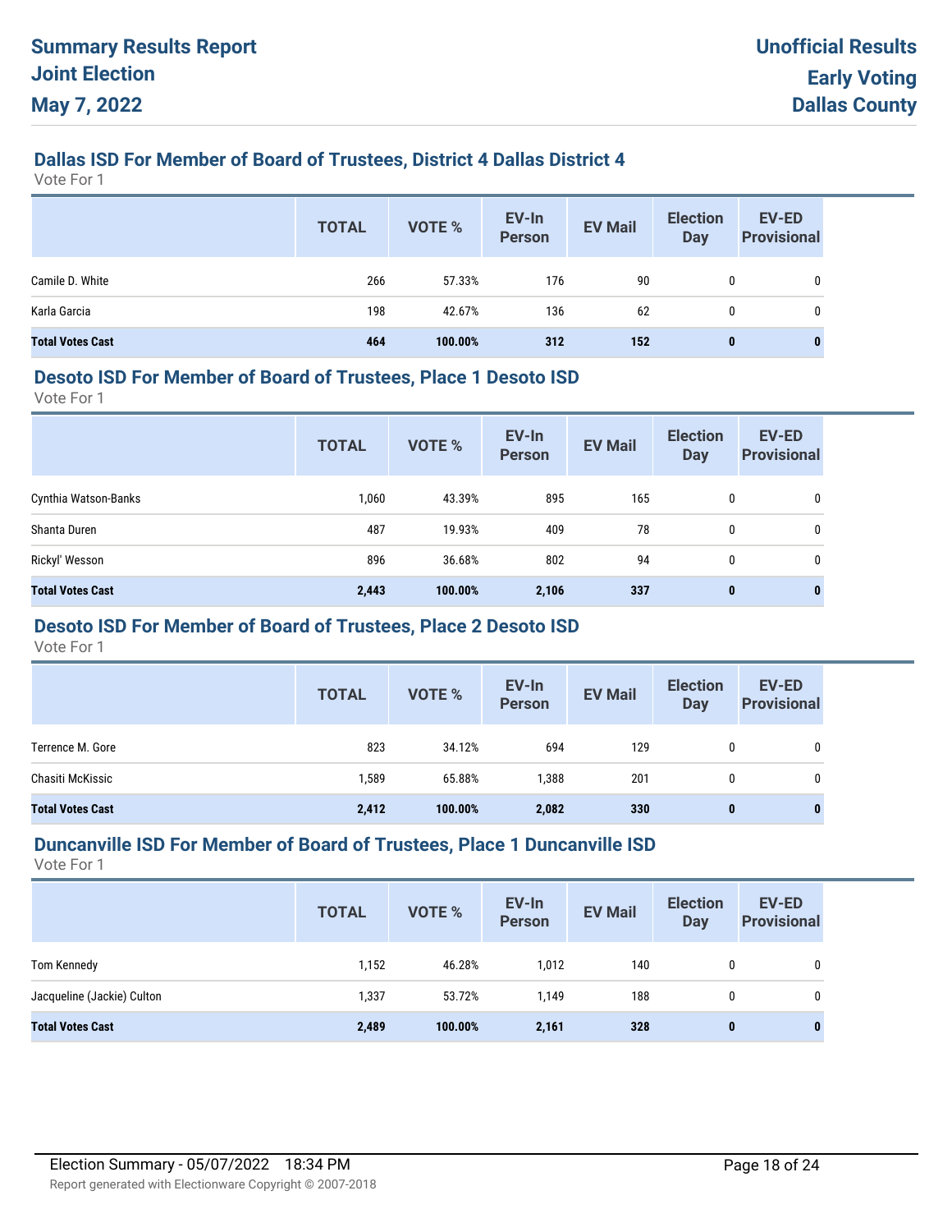# Summary Results Report
# Joint Election
# May 7, 2022

**Unofficial Results**
**Early Voting**
**Dallas County**

## Dallas ISD For Member of Board of Trustees, District 4 Dallas District 4

Vote For 1

| | TOTAL | VOTE % | EV-In Person | EV Mail | Election Day | EV-ED Provisional |
|---|---|---|---|---|---|---|
| Camile D. White | 266 | 57.33% | 176 | 90 | 0 | 0 |
| Karla Garcia | 198 | 42.67% | 136 | 62 | 0 | 0 |
| **Total Votes Cast** | **464** | **100.00%** | **312** | **152** | **0** | **0** |

## Desoto ISD For Member of Board of Trustees, Place 1 Desoto ISD

Vote For 1

| | TOTAL | VOTE % | EV-In Person | EV Mail | Election Day | EV-ED Provisional |
|---|---|---|---|---|---|---|
| Cynthia Watson-Banks | 1,060 | 43.39% | 895 | 165 | 0 | 0 |
| Shanta Duren | 487 | 19.93% | 409 | 78 | 0 | 0 |
| Rickyl' Wesson | 896 | 36.68% | 802 | 94 | 0 | 0 |
| **Total Votes Cast** | **2,443** | **100.00%** | **2,106** | **337** | **0** | **0** |

## Desoto ISD For Member of Board of Trustees, Place 2 Desoto ISD

Vote For 1

| | TOTAL | VOTE % | EV-In Person | EV Mail | Election Day | EV-ED Provisional |
|---|---|---|---|---|---|---|
| Terrence M. Gore | 823 | 34.12% | 694 | 129 | 0 | 0 |
| Chasiti McKissic | 1,589 | 65.88% | 1,388 | 201 | 0 | 0 |
| **Total Votes Cast** | **2,412** | **100.00%** | **2,082** | **330** | **0** | **0** |

## Duncanville ISD For Member of Board of Trustees, Place 1 Duncanville ISD

Vote For 1

| | TOTAL | VOTE % | EV-In Person | EV Mail | Election Day | EV-ED Provisional |
|---|---|---|---|---|---|---|
| Tom Kennedy | 1,152 | 46.28% | 1,012 | 140 | 0 | 0 |
| Jacqueline (Jackie) Culton | 1,337 | 53.72% | 1,149 | 188 | 0 | 0 |
| **Total Votes Cast** | **2,489** | **100.00%** | **2,161** | **328** | **0** | **0** |

Election Summary - 05/07/2022 18:34 PM

Report generated with Electionware Copyright © 2007-2018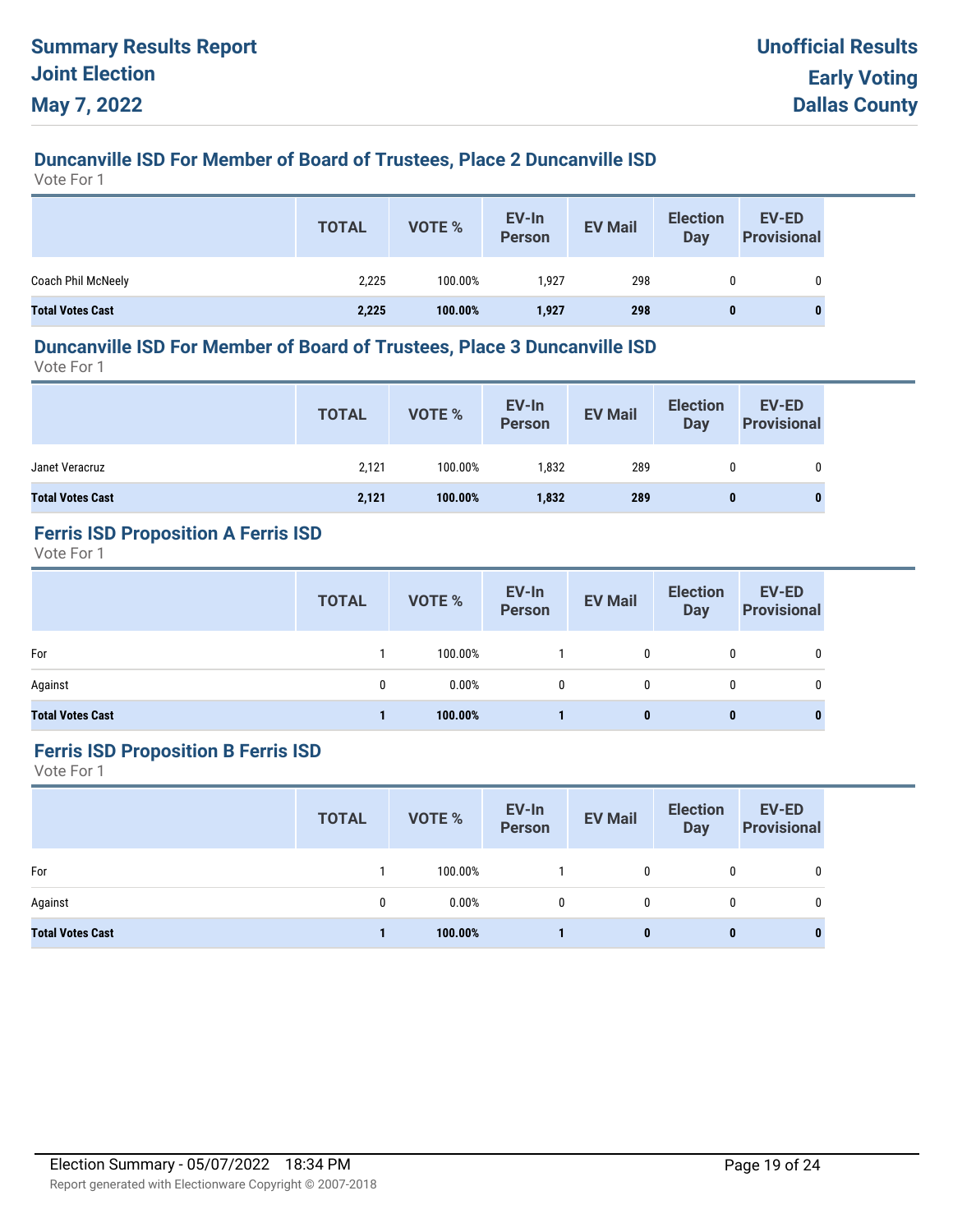## Duncanville ISD For Member of Board of Trustees, Place 2 Duncanville ISD

Vote For 1

| | TOTAL | VOTE % | EV-In Person | EV Mail | Election Day | EV-ED Provisional |
|---|---|---|---|---|---|---|
| Coach Phil McNeely | 2,225 | 100.00% | 1,927 | 298 | 0 | 0 |
| **Total Votes Cast** | **2,225** | **100.00%** | **1,927** | **298** | **0** | **0** |

## Duncanville ISD For Member of Board of Trustees, Place 3 Duncanville ISD

Vote For 1

| | TOTAL | VOTE % | EV-In Person | EV Mail | Election Day | EV-ED Provisional |
|---|---|---|---|---|---|---|
| Janet Veracruz | 2,121 | 100.00% | 1,832 | 289 | 0 | 0 |
| **Total Votes Cast** | **2,121** | **100.00%** | **1,832** | **289** | **0** | **0** |

## Ferris ISD Proposition A Ferris ISD

Vote For 1

| | TOTAL | VOTE % | EV-In Person | EV Mail | Election Day | EV-ED Provisional |
|---|---|---|---|---|---|---|
| For | 1 | 100.00% | 1 | 0 | 0 | 0 |
| Against | 0 | 0.00% | 0 | 0 | 0 | 0 |
| **Total Votes Cast** | **1** | **100.00%** | **1** | **0** | **0** | **0** |

## Ferris ISD Proposition B Ferris ISD

Vote For 1

| | TOTAL | VOTE % | EV-In Person | EV Mail | Election Day | EV-ED Provisional |
|---|---|---|---|---|---|---|
| For | 1 | 100.00% | 1 | 0 | 0 | 0 |
| Against | 0 | 0.00% | 0 | 0 | 0 | 0 |
| **Total Votes Cast** | **1** | **100.00%** | **1** | **0** | **0** | **0** |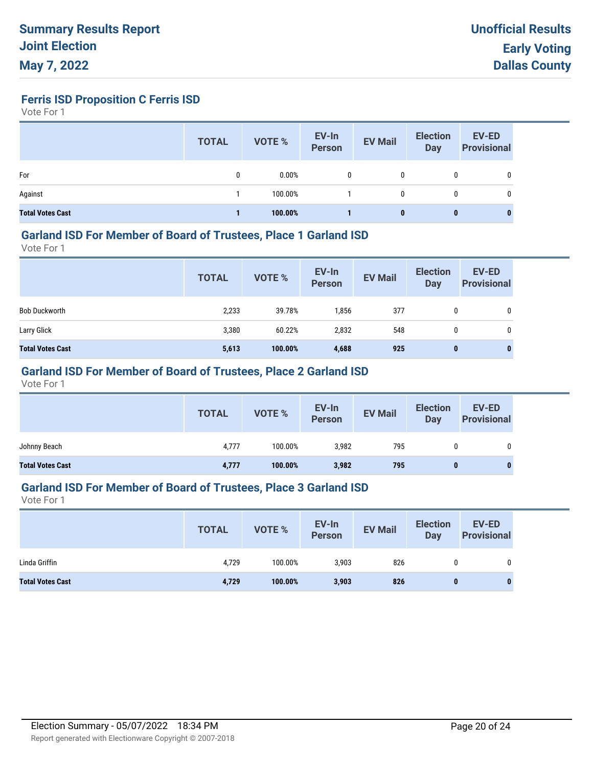# Summary Results Report

## Joint Election

## May 7, 2022

**Unofficial Results**

**Early Voting**

**Dallas County**

### Ferris ISD Proposition C Ferris ISD

Vote For 1

| | TOTAL | VOTE % | EV-In Person | EV Mail | Election Day | EV-ED Provisional |
|---|---|---|---|---|---|---|
| For | 0 | 0.00% | 0 | 0 | 0 | 0 |
| Against | 1 | 100.00% | 1 | 0 | 0 | 0 |
| **Total Votes Cast** | **1** | **100.00%** | **1** | **0** | **0** | **0** |

### Garland ISD For Member of Board of Trustees, Place 1 Garland ISD

Vote For 1

| | TOTAL | VOTE % | EV-In Person | EV Mail | Election Day | EV-ED Provisional |
|---|---|---|---|---|---|---|
| Bob Duckworth | 2,233 | 39.78% | 1,856 | 377 | 0 | 0 |
| Larry Glick | 3,380 | 60.22% | 2,832 | 548 | 0 | 0 |
| **Total Votes Cast** | **5,613** | **100.00%** | **4,688** | **925** | **0** | **0** |

### Garland ISD For Member of Board of Trustees, Place 2 Garland ISD

Vote For 1

| | TOTAL | VOTE % | EV-In Person | EV Mail | Election Day | EV-ED Provisional |
|---|---|---|---|---|---|---|
| Johnny Beach | 4,777 | 100.00% | 3,982 | 795 | 0 | 0 |
| **Total Votes Cast** | **4,777** | **100.00%** | **3,982** | **795** | **0** | **0** |

### Garland ISD For Member of Board of Trustees, Place 3 Garland ISD

Vote For 1

| | TOTAL | VOTE % | EV-In Person | EV Mail | Election Day | EV-ED Provisional |
|---|---|---|---|---|---|---|
| Linda Griffin | 4,729 | 100.00% | 3,903 | 826 | 0 | 0 |
| **Total Votes Cast** | **4,729** | **100.00%** | **3,903** | **826** | **0** | **0** |

Election Summary - 05/07/2022 18:34 PM

Report generated with Electionware Copyright © 2007-2018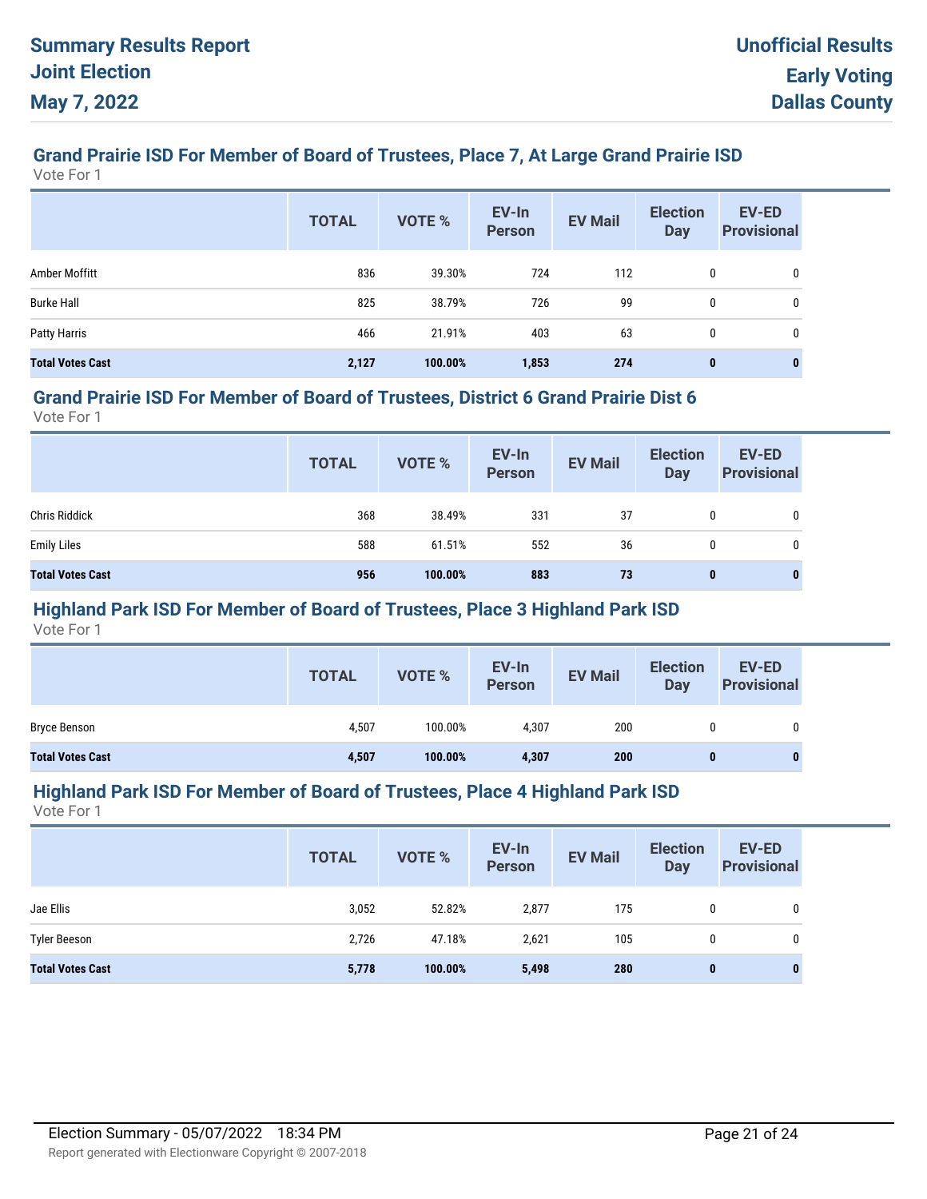# Summary Results Report
## Joint Election
## May 7, 2022

**Unofficial Results**
**Early Voting**
**Dallas County**

### Grand Prairie ISD For Member of Board of Trustees, Place 7, At Large Grand Prairie ISD

Vote For 1

| | TOTAL | VOTE % | EV-In Person | EV Mail | Election Day | EV-ED Provisional |
|---|---|---|---|---|---|---|
| Amber Moffitt | 836 | 39.30% | 724 | 112 | 0 | 0 |
| Burke Hall | 825 | 38.79% | 726 | 99 | 0 | 0 |
| Patty Harris | 466 | 21.91% | 403 | 63 | 0 | 0 |
| **Total Votes Cast** | **2,127** | **100.00%** | **1,853** | **274** | **0** | **0** |

### Grand Prairie ISD For Member of Board of Trustees, District 6 Grand Prairie Dist 6

Vote For 1

| | TOTAL | VOTE % | EV-In Person | EV Mail | Election Day | EV-ED Provisional |
|---|---|---|---|---|---|---|
| Chris Riddick | 368 | 38.49% | 331 | 37 | 0 | 0 |
| Emily Liles | 588 | 61.51% | 552 | 36 | 0 | 0 |
| **Total Votes Cast** | **956** | **100.00%** | **883** | **73** | **0** | **0** |

### Highland Park ISD For Member of Board of Trustees, Place 3 Highland Park ISD

Vote For 1

| | TOTAL | VOTE % | EV-In Person | EV Mail | Election Day | EV-ED Provisional |
|---|---|---|---|---|---|---|
| Bryce Benson | 4,507 | 100.00% | 4,307 | 200 | 0 | 0 |
| **Total Votes Cast** | **4,507** | **100.00%** | **4,307** | **200** | **0** | **0** |

### Highland Park ISD For Member of Board of Trustees, Place 4 Highland Park ISD

Vote For 1

| | TOTAL | VOTE % | EV-In Person | EV Mail | Election Day | EV-ED Provisional |
|---|---|---|---|---|---|---|
| Jae Ellis | 3,052 | 52.82% | 2,877 | 175 | 0 | 0 |
| Tyler Beeson | 2,726 | 47.18% | 2,621 | 105 | 0 | 0 |
| **Total Votes Cast** | **5,778** | **100.00%** | **5,498** | **280** | **0** | **0** |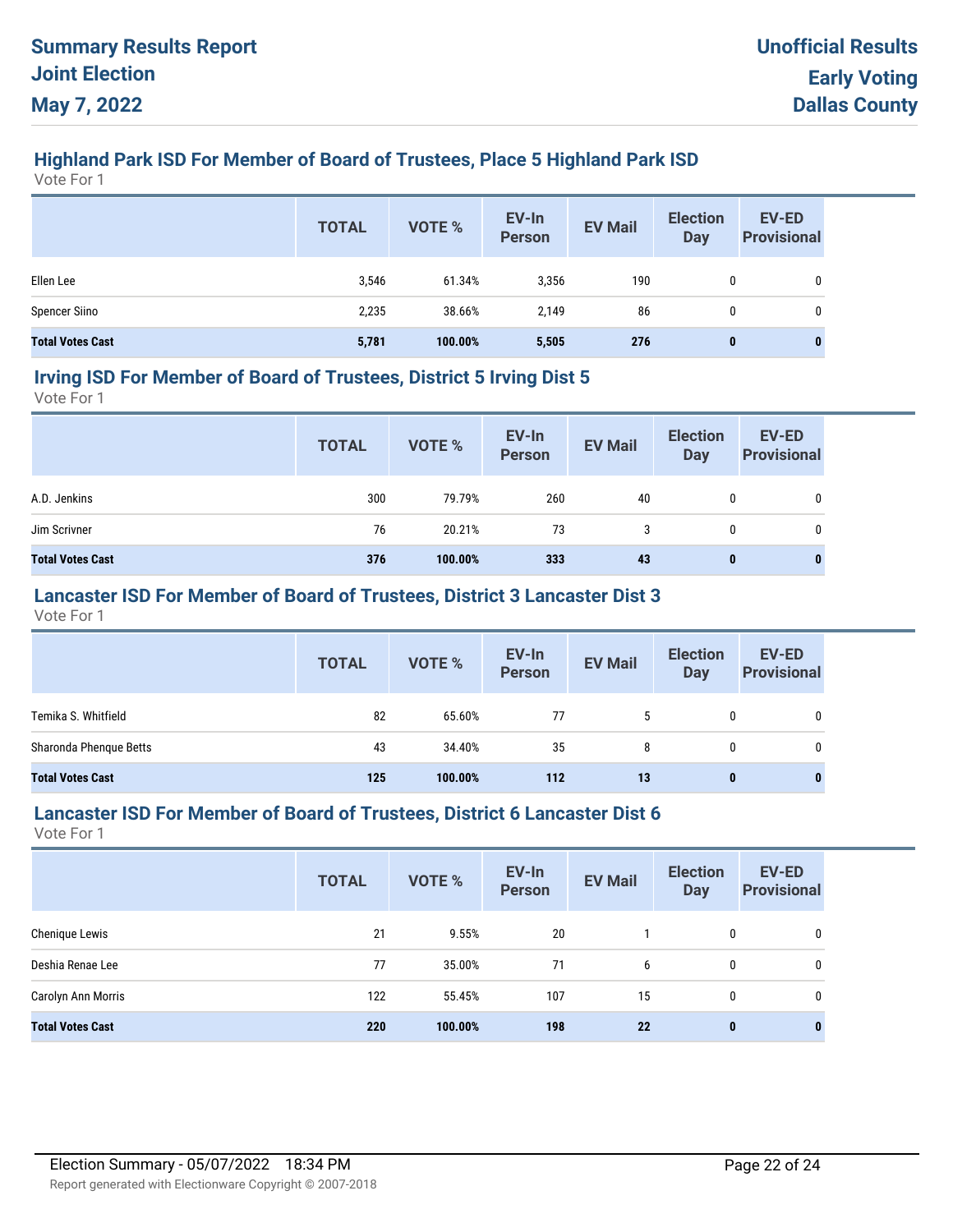# Summary Results Report
## Joint Election
## May 7, 2022

**Unofficial Results**
**Early Voting**
**Dallas County**

### Highland Park ISD For Member of Board of Trustees, Place 5 Highland Park ISD

Vote For 1

| | TOTAL | VOTE % | EV-In Person | EV Mail | Election Day | EV-ED Provisional |
|---|---|---|---|---|---|---|
| Ellen Lee | 3,546 | 61.34% | 3,356 | 190 | 0 | 0 |
| Spencer Siino | 2,235 | 38.66% | 2,149 | 86 | 0 | 0 |
| **Total Votes Cast** | **5,781** | **100.00%** | **5,505** | **276** | **0** | **0** |

### Irving ISD For Member of Board of Trustees, District 5 Irving Dist 5

Vote For 1

| | TOTAL | VOTE % | EV-In Person | EV Mail | Election Day | EV-ED Provisional |
|---|---|---|---|---|---|---|
| A.D. Jenkins | 300 | 79.79% | 260 | 40 | 0 | 0 |
| Jim Scrivner | 76 | 20.21% | 73 | 3 | 0 | 0 |
| **Total Votes Cast** | **376** | **100.00%** | **333** | **43** | **0** | **0** |

### Lancaster ISD For Member of Board of Trustees, District 3 Lancaster Dist 3

Vote For 1

| | TOTAL | VOTE % | EV-In Person | EV Mail | Election Day | EV-ED Provisional |
|---|---|---|---|---|---|---|
| Temika S. Whitfield | 82 | 65.60% | 77 | 5 | 0 | 0 |
| Sharonda Phenque Betts | 43 | 34.40% | 35 | 8 | 0 | 0 |
| **Total Votes Cast** | **125** | **100.00%** | **112** | **13** | **0** | **0** |

### Lancaster ISD For Member of Board of Trustees, District 6 Lancaster Dist 6

Vote For 1

| | TOTAL | VOTE % | EV-In Person | EV Mail | Election Day | EV-ED Provisional |
|---|---|---|---|---|---|---|
| Chenique Lewis | 21 | 9.55% | 20 | 1 | 0 | 0 |
| Deshia Renae Lee | 77 | 35.00% | 71 | 6 | 0 | 0 |
| Carolyn Ann Morris | 122 | 55.45% | 107 | 15 | 0 | 0 |
| **Total Votes Cast** | **220** | **100.00%** | **198** | **22** | **0** | **0** |

Election Summary - 05/07/2022 18:34 PM

Report generated with Electionware Copyright © 2007-2018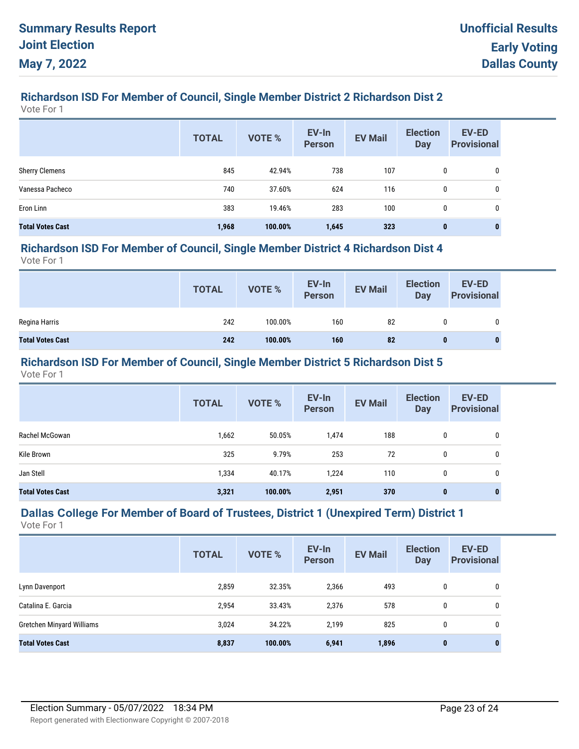## Richardson ISD For Member of Council, Single Member District 2 Richardson Dist 2

Vote For 1

| | TOTAL | VOTE % | EV-In Person | EV Mail | Election Day | EV-ED Provisional |
|---|---|---|---|---|---|---|
| Sherry Clemens | 845 | 42.94% | 738 | 107 | 0 | 0 |
| Vanessa Pacheco | 740 | 37.60% | 624 | 116 | 0 | 0 |
| Eron Linn | 383 | 19.46% | 283 | 100 | 0 | 0 |
| **Total Votes Cast** | **1,968** | **100.00%** | **1,645** | **323** | **0** | **0** |

## Richardson ISD For Member of Council, Single Member District 4 Richardson Dist 4

Vote For 1

| | TOTAL | VOTE % | EV-In Person | EV Mail | Election Day | EV-ED Provisional |
|---|---|---|---|---|---|---|
| Regina Harris | 242 | 100.00% | 160 | 82 | 0 | 0 |
| **Total Votes Cast** | **242** | **100.00%** | **160** | **82** | **0** | **0** |

## Richardson ISD For Member of Council, Single Member District 5 Richardson Dist 5

Vote For 1

| | TOTAL | VOTE % | EV-In Person | EV Mail | Election Day | EV-ED Provisional |
|---|---|---|---|---|---|---|
| Rachel McGowan | 1,662 | 50.05% | 1,474 | 188 | 0 | 0 |
| Kile Brown | 325 | 9.79% | 253 | 72 | 0 | 0 |
| Jan Stell | 1,334 | 40.17% | 1,224 | 110 | 0 | 0 |
| **Total Votes Cast** | **3,321** | **100.00%** | **2,951** | **370** | **0** | **0** |

## Dallas College For Member of Board of Trustees, District 1 (Unexpired Term) District 1

Vote For 1

| | TOTAL | VOTE % | EV-In Person | EV Mail | Election Day | EV-ED Provisional |
|---|---|---|---|---|---|---|
| Lynn Davenport | 2,859 | 32.35% | 2,366 | 493 | 0 | 0 |
| Catalina E. Garcia | 2,954 | 33.43% | 2,376 | 578 | 0 | 0 |
| Gretchen Minyard Williams | 3,024 | 34.22% | 2,199 | 825 | 0 | 0 |
| **Total Votes Cast** | **8,837** | **100.00%** | **6,941** | **1,896** | **0** | **0** |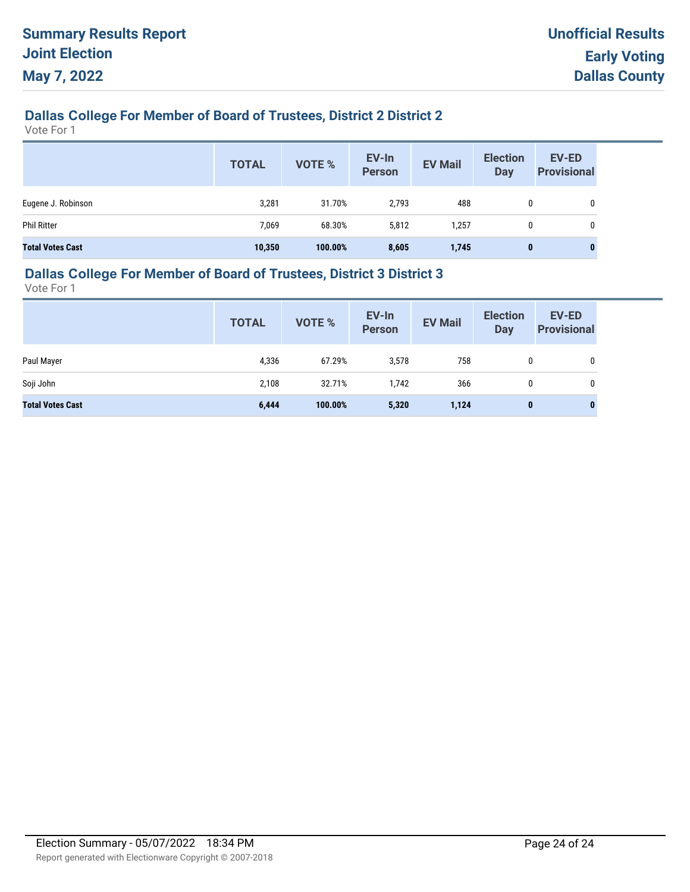# Summary Results Report
# Joint Election
# May 7, 2022

**Unofficial Results**
**Early Voting**
**Dallas County**

## Dallas College For Member of Board of Trustees, District 2 District 2

Vote For 1

| | TOTAL | VOTE % | EV-In Person | EV Mail | Election Day | EV-ED Provisional |
|---|---|---|---|---|---|---|
| Eugene J. Robinson | 3,281 | 31.70% | 2,793 | 488 | 0 | 0 |
| Phil Ritter | 7,069 | 68.30% | 5,812 | 1,257 | 0 | 0 |
| **Total Votes Cast** | **10,350** | **100.00%** | **8,605** | **1,745** | **0** | **0** |

## Dallas College For Member of Board of Trustees, District 3 District 3

Vote For 1

| | TOTAL | VOTE % | EV-In Person | EV Mail | Election Day | EV-ED Provisional |
|---|---|---|---|---|---|---|
| Paul Mayer | 4,336 | 67.29% | 3,578 | 758 | 0 | 0 |
| Soji John | 2,108 | 32.71% | 1,742 | 366 | 0 | 0 |
| **Total Votes Cast** | **6,444** | **100.00%** | **5,320** | **1,124** | **0** | **0** |

Election Summary - 05/07/2022 18:34 PM

Report generated with Electionware Copyright © 2007-2018